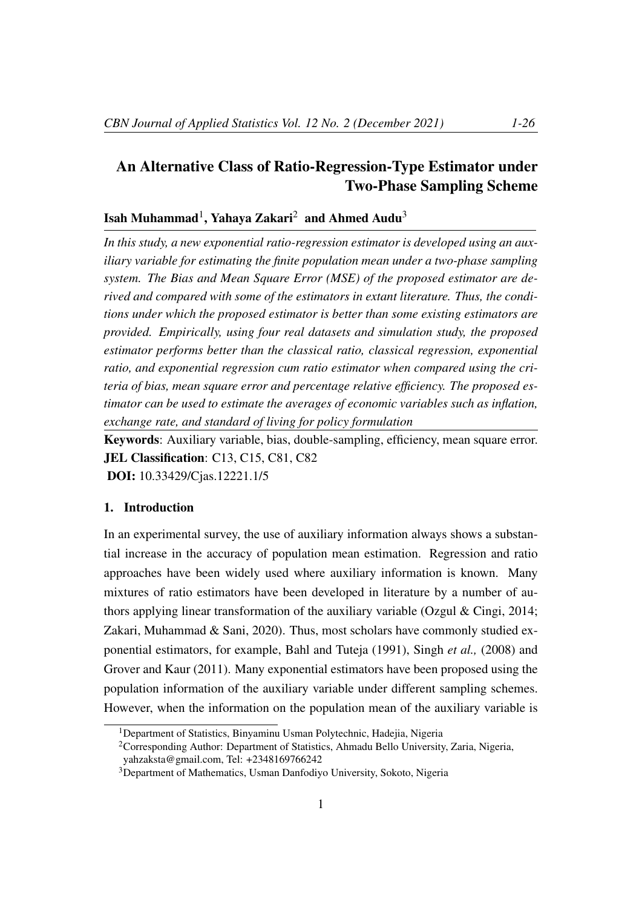# An Alternative Class of Ratio-Regression-Type Estimator under Two-Phase Sampling Scheme

**Isah Muhammad**[1]**, Yahaya Zakari**[2] **and Ahmed Audu**[3]

*In this study, a new exponential ratio-regression estimator is developed using an auxiliary variable for estimating the finite population mean under a two-phase sampling system. The Bias and Mean Square Error (MSE) of the proposed estimator are derived and compared with some of the estimators in extant literature. Thus, the conditions under which the proposed estimator is better than some existing estimators are provided. Empirically, using four real datasets and simulation study, the proposed estimator performs better than the classical ratio, classical regression, exponential ratio, and exponential regression cum ratio estimator when compared using the criteria of bias, mean square error and percentage relative efficiency. The proposed estimator can be used to estimate the averages of economic variables such as inflation, exchange rate, and standard of living for policy formulation*

**Keywords**: Auxiliary variable, bias, double-sampling, efficiency, mean square error.
**JEL Classification**: C13, C15, C81, C82
**DOI:** 10.33429/Cjas.12221.1/5

## 1. Introduction

In an experimental survey, the use of auxiliary information always shows a substantial increase in the accuracy of population mean estimation. Regression and ratio approaches have been widely used where auxiliary information is known. Many mixtures of ratio estimators have been developed in literature by a number of authors applying linear transformation of the auxiliary variable (Ozgul & Cingi, 2014; Zakari, Muhammad & Sani, 2020). Thus, most scholars have commonly studied exponential estimators, for example, Bahl and Tuteja (1991), Singh *et al.,* (2008) and Grover and Kaur (2011). Many exponential estimators have been proposed using the population information of the auxiliary variable under different sampling schemes. However, when the information on the population mean of the auxiliary variable is

[1]Department of Statistics, Binyaminu Usman Polytechnic, Hadejia, Nigeria

[2]Corresponding Author: Department of Statistics, Ahmadu Bello University, Zaria, Nigeria, yahzaksta@gmail.com, Tel: +2348169766242

[3]Department of Mathematics, Usman Danfodiyo University, Sokoto, Nigeria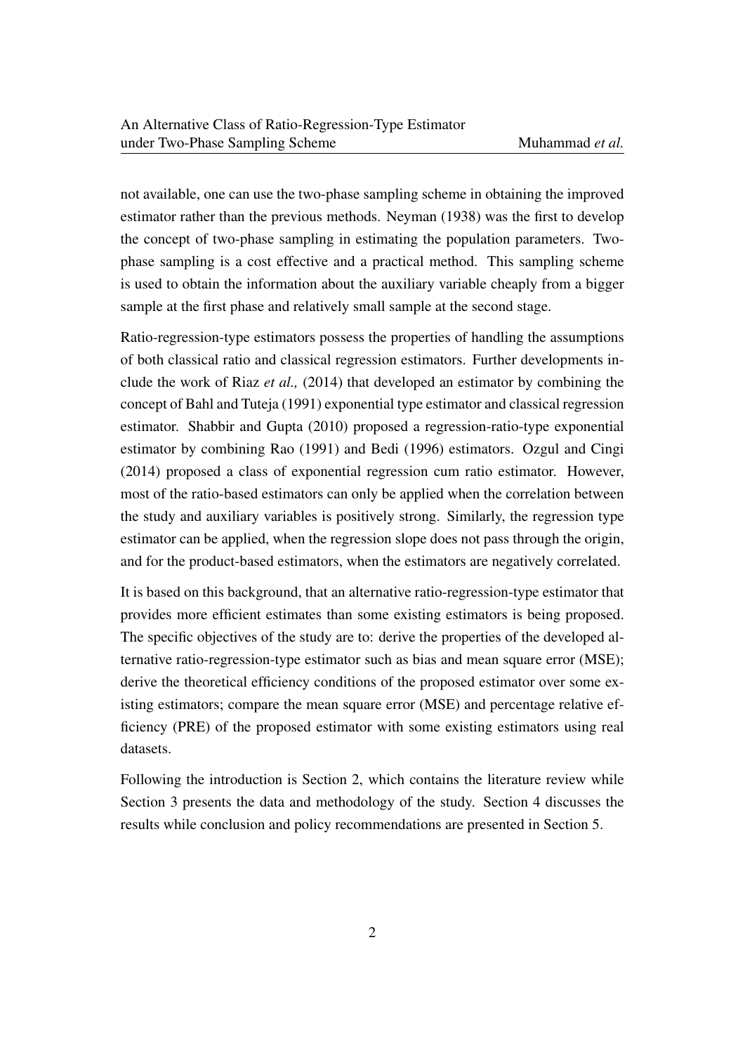not available, one can use the two-phase sampling scheme in obtaining the improved estimator rather than the previous methods. Neyman (1938) was the first to develop the concept of two-phase sampling in estimating the population parameters. Two-phase sampling is a cost effective and a practical method. This sampling scheme is used to obtain the information about the auxiliary variable cheaply from a bigger sample at the first phase and relatively small sample at the second stage.

Ratio-regression-type estimators possess the properties of handling the assumptions of both classical ratio and classical regression estimators. Further developments include the work of Riaz *et al.,* (2014) that developed an estimator by combining the concept of Bahl and Tuteja (1991) exponential type estimator and classical regression estimator. Shabbir and Gupta (2010) proposed a regression-ratio-type exponential estimator by combining Rao (1991) and Bedi (1996) estimators. Ozgul and Cingi (2014) proposed a class of exponential regression cum ratio estimator. However, most of the ratio-based estimators can only be applied when the correlation between the study and auxiliary variables is positively strong. Similarly, the regression type estimator can be applied, when the regression slope does not pass through the origin, and for the product-based estimators, when the estimators are negatively correlated.

It is based on this background, that an alternative ratio-regression-type estimator that provides more efficient estimates than some existing estimators is being proposed. The specific objectives of the study are to: derive the properties of the developed alternative ratio-regression-type estimator such as bias and mean square error (MSE); derive the theoretical efficiency conditions of the proposed estimator over some existing estimators; compare the mean square error (MSE) and percentage relative efficiency (PRE) of the proposed estimator with some existing estimators using real datasets.

Following the introduction is Section 2, which contains the literature review while Section 3 presents the data and methodology of the study. Section 4 discusses the results while conclusion and policy recommendations are presented in Section 5.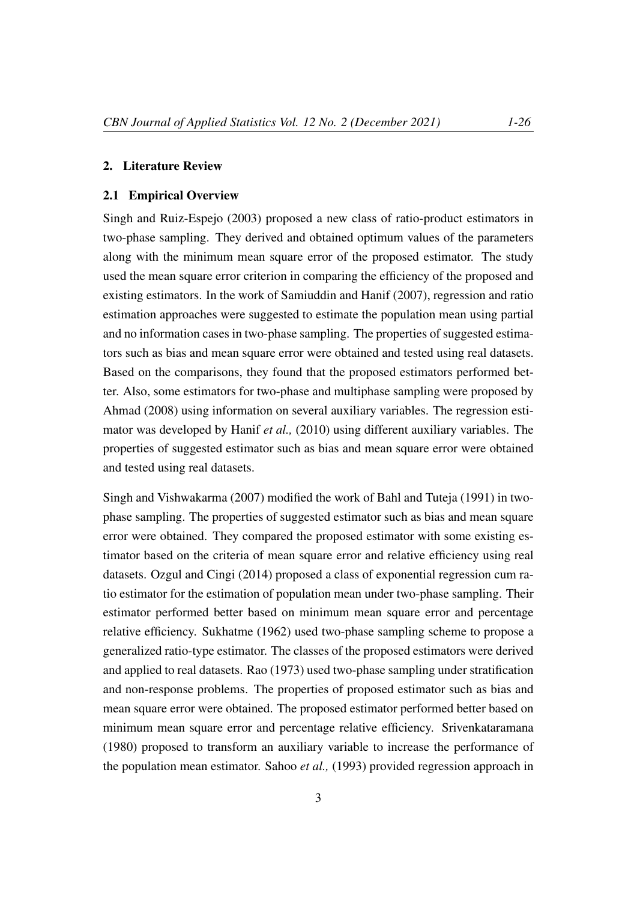## 2. Literature Review

### 2.1 Empirical Overview

Singh and Ruiz-Espejo (2003) proposed a new class of ratio-product estimators in two-phase sampling. They derived and obtained optimum values of the parameters along with the minimum mean square error of the proposed estimator. The study used the mean square error criterion in comparing the efficiency of the proposed and existing estimators. In the work of Samiuddin and Hanif (2007), regression and ratio estimation approaches were suggested to estimate the population mean using partial and no information cases in two-phase sampling. The properties of suggested estimators such as bias and mean square error were obtained and tested using real datasets. Based on the comparisons, they found that the proposed estimators performed better. Also, some estimators for two-phase and multiphase sampling were proposed by Ahmad (2008) using information on several auxiliary variables. The regression estimator was developed by Hanif *et al.,* (2010) using different auxiliary variables. The properties of suggested estimator such as bias and mean square error were obtained and tested using real datasets.

Singh and Vishwakarma (2007) modified the work of Bahl and Tuteja (1991) in two-phase sampling. The properties of suggested estimator such as bias and mean square error were obtained. They compared the proposed estimator with some existing estimator based on the criteria of mean square error and relative efficiency using real datasets. Ozgul and Cingi (2014) proposed a class of exponential regression cum ratio estimator for the estimation of population mean under two-phase sampling. Their estimator performed better based on minimum mean square error and percentage relative efficiency. Sukhatme (1962) used two-phase sampling scheme to propose a generalized ratio-type estimator. The classes of the proposed estimators were derived and applied to real datasets. Rao (1973) used two-phase sampling under stratification and non-response problems. The properties of proposed estimator such as bias and mean square error were obtained. The proposed estimator performed better based on minimum mean square error and percentage relative efficiency. Srivenkataramana (1980) proposed to transform an auxiliary variable to increase the performance of the population mean estimator. Sahoo *et al.,* (1993) provided regression approach in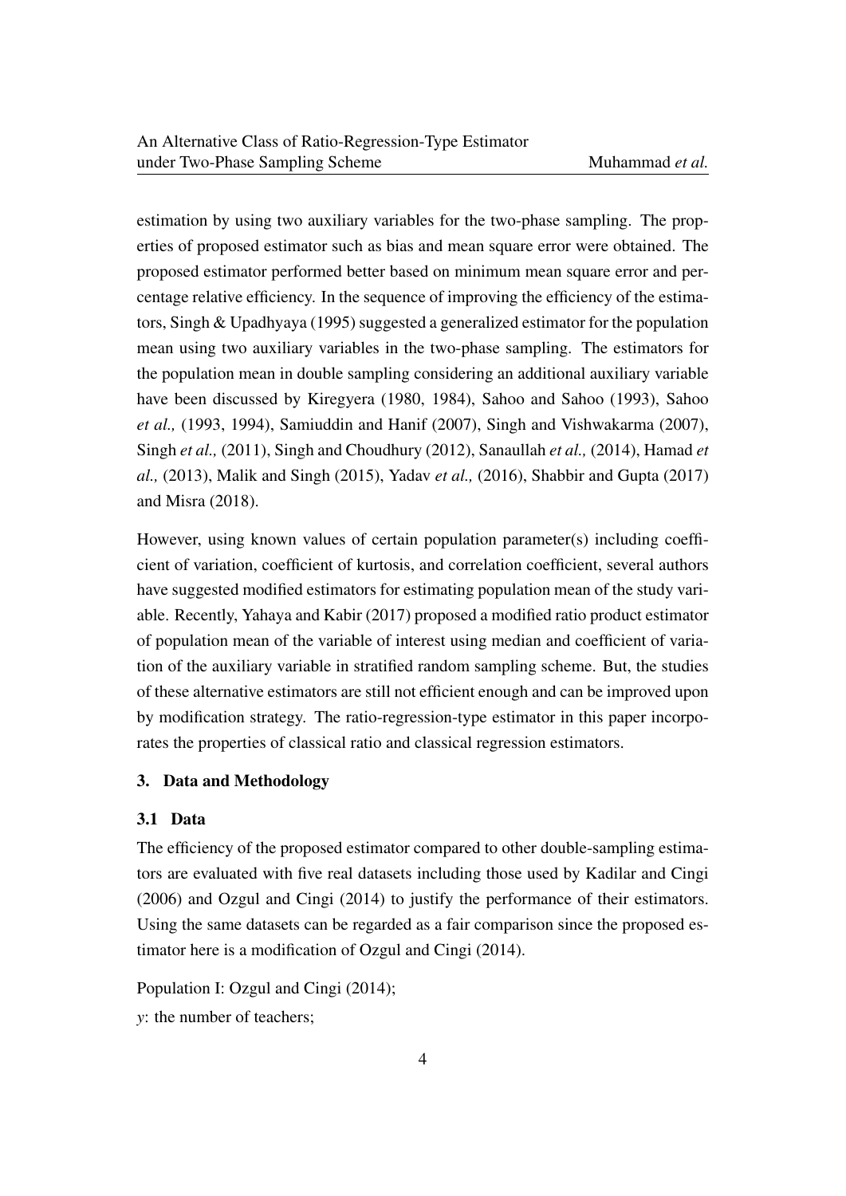estimation by using two auxiliary variables for the two-phase sampling. The properties of proposed estimator such as bias and mean square error were obtained. The proposed estimator performed better based on minimum mean square error and percentage relative efficiency. In the sequence of improving the efficiency of the estimators, Singh & Upadhyaya (1995) suggested a generalized estimator for the population mean using two auxiliary variables in the two-phase sampling. The estimators for the population mean in double sampling considering an additional auxiliary variable have been discussed by Kiregyera (1980, 1984), Sahoo and Sahoo (1993), Sahoo *et al.,* (1993, 1994), Samiuddin and Hanif (2007), Singh and Vishwakarma (2007), Singh *et al.,* (2011), Singh and Choudhury (2012), Sanaullah *et al.,* (2014), Hamad *et al.,* (2013), Malik and Singh (2015), Yadav *et al.,* (2016), Shabbir and Gupta (2017) and Misra (2018).

However, using known values of certain population parameter(s) including coefficient of variation, coefficient of kurtosis, and correlation coefficient, several authors have suggested modified estimators for estimating population mean of the study variable. Recently, Yahaya and Kabir (2017) proposed a modified ratio product estimator of population mean of the variable of interest using median and coefficient of variation of the auxiliary variable in stratified random sampling scheme. But, the studies of these alternative estimators are still not efficient enough and can be improved upon by modification strategy. The ratio-regression-type estimator in this paper incorporates the properties of classical ratio and classical regression estimators.

## 3. Data and Methodology

### 3.1 Data

The efficiency of the proposed estimator compared to other double-sampling estimators are evaluated with five real datasets including those used by Kadilar and Cingi (2006) and Ozgul and Cingi (2014) to justify the performance of their estimators. Using the same datasets can be regarded as a fair comparison since the proposed estimator here is a modification of Ozgul and Cingi (2014).

Population I: Ozgul and Cingi (2014);

$y$: the number of teachers;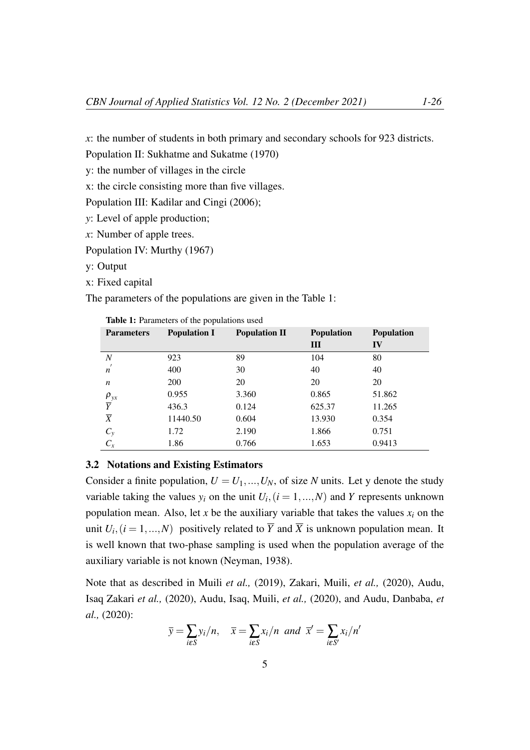$x$: the number of students in both primary and secondary schools for 923 districts.

Population II: Sukhatme and Sukatme (1970)

y: the number of villages in the circle

x: the circle consisting more than five villages.

Population III: Kadilar and Cingi (2006);

$y$: Level of apple production;

$x$: Number of apple trees.

Population IV: Murthy (1967)

y: Output

x: Fixed capital

The parameters of the populations are given in the Table 1:

**Table 1:** Parameters of the populations used

| Parameters | Population I | Population II | Population III | Population IV |
|---|---|---|---|---|
| $N$ | 923 | 89 | 104 | 80 |
| $n'$ | 400 | 30 | 40 | 40 |
| $n$ | 200 | 20 | 20 | 20 |
| $\rho_{yx}$ | 0.955 | 3.360 | 0.865 | 51.862 |
| $\overline{Y}$ | 436.3 | 0.124 | 625.37 | 11.265 |
| $\overline{X}$ | 11440.50 | 0.604 | 13.930 | 0.354 |
| $C_y$ | 1.72 | 2.190 | 1.866 | 0.751 |
| $C_x$ | 1.86 | 0.766 | 1.653 | 0.9413 |

### 3.2 Notations and Existing Estimators

Consider a finite population, $U = U_1, ..., U_N$, of size $N$ units. Let y denote the study variable taking the values $y_i$ on the unit $U_i, (i = 1, ..., N)$ and $Y$ represents unknown population mean. Also, let $x$ be the auxiliary variable that takes the values $x_i$ on the unit $U_i, (i = 1, ..., N)$ positively related to $\overline{Y}$ and $\overline{X}$ is unknown population mean. It is well known that two-phase sampling is used when the population average of the auxiliary variable is not known (Neyman, 1938).

Note that as described in Muili *et al.,* (2019), Zakari, Muili, *et al.,* (2020), Audu, Isaq Zakari *et al.,* (2020), Audu, Isaq, Muili, *et al.,* (2020), and Audu, Danbaba, *et al.,* (2020):

$$\overline{y} = \sum_{i\varepsilon S} y_i/n, \quad \overline{x} = \sum_{i\varepsilon S} x_i/n \ \ and \ \ \overline{x}' = \sum_{i\varepsilon S'} x_i/n'$$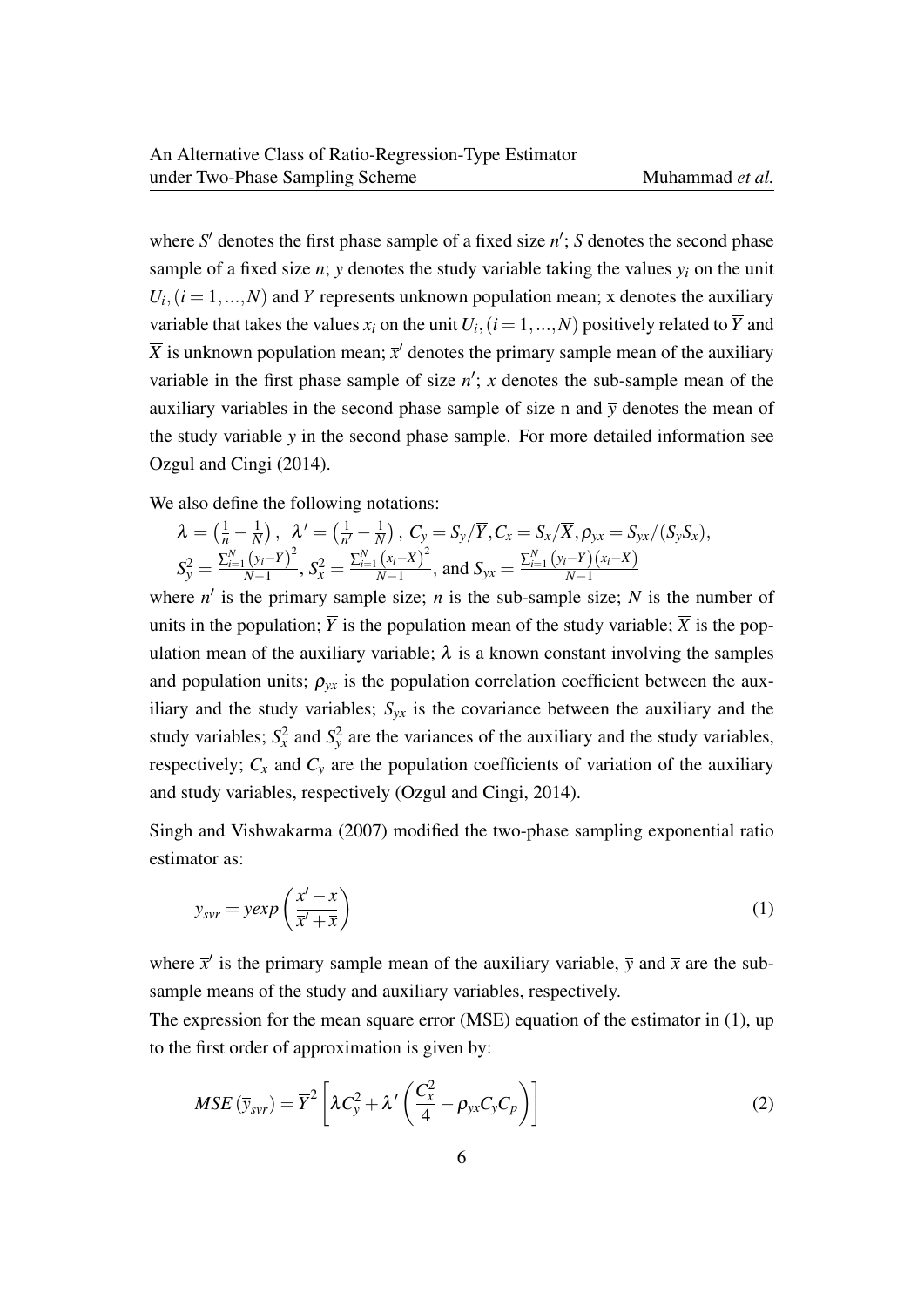where $S'$ denotes the first phase sample of a fixed size $n'$; $S$ denotes the second phase sample of a fixed size $n$; $y$ denotes the study variable taking the values $y_i$ on the unit $U_i, (i = 1, ..., N)$ and $\overline{Y}$ represents unknown population mean; x denotes the auxiliary variable that takes the values $x_i$ on the unit $U_i, (i = 1, ..., N)$ positively related to $\overline{Y}$ and $\overline{X}$ is unknown population mean; $\overline{x}'$ denotes the primary sample mean of the auxiliary variable in the first phase sample of size $n'$; $\overline{x}$ denotes the sub-sample mean of the auxiliary variables in the second phase sample of size n and $\overline{y}$ denotes the mean of the study variable $y$ in the second phase sample. For more detailed information see Ozgul and Cingi (2014).

We also define the following notations:

$\lambda = \left(\frac{1}{n} - \frac{1}{N}\right)$, $\lambda' = \left(\frac{1}{n'} - \frac{1}{N}\right)$, $C_y = S_y/\overline{Y}, C_x = S_x/\overline{X}, \rho_{yx} = S_{yx}/(S_y S_x)$,
$S_y^2 = \frac{\sum_{i=1}^{N}\left(y_i - \overline{Y}\right)^2}{N-1}$, $S_x^2 = \frac{\sum_{i=1}^{N}\left(x_i - \overline{X}\right)^2}{N-1}$, and $S_{yx} = \frac{\sum_{i=1}^{N}\left(y_i - \overline{Y}\right)\left(x_i - \overline{X}\right)}{N-1}$

where $n'$ is the primary sample size; $n$ is the sub-sample size; $N$ is the number of units in the population; $\overline{Y}$ is the population mean of the study variable; $\overline{X}$ is the population mean of the auxiliary variable; $\lambda$ is a known constant involving the samples and population units; $\rho_{yx}$ is the population correlation coefficient between the auxiliary and the study variables; $S_{yx}$ is the covariance between the auxiliary and the study variables; $S_x^2$ and $S_y^2$ are the variances of the auxiliary and the study variables, respectively; $C_x$ and $C_y$ are the population coefficients of variation of the auxiliary and study variables, respectively (Ozgul and Cingi, 2014).

Singh and Vishwakarma (2007) modified the two-phase sampling exponential ratio estimator as:

$$\overline{y}_{svr} = \overline{y} exp\left(\frac{\overline{x}' - \overline{x}}{\overline{x}' + \overline{x}}\right) \tag{1}$$

where $\overline{x}'$ is the primary sample mean of the auxiliary variable, $\overline{y}$ and $\overline{x}$ are the sub-sample means of the study and auxiliary variables, respectively.

The expression for the mean square error (MSE) equation of the estimator in (1), up to the first order of approximation is given by:

$$MSE\left(\overline{y}_{svr}\right) = \overline{Y}^2\left[\lambda C_y^2 + \lambda'\left(\frac{C_x^2}{4} - \rho_{yx} C_y C_p\right)\right] \tag{2}$$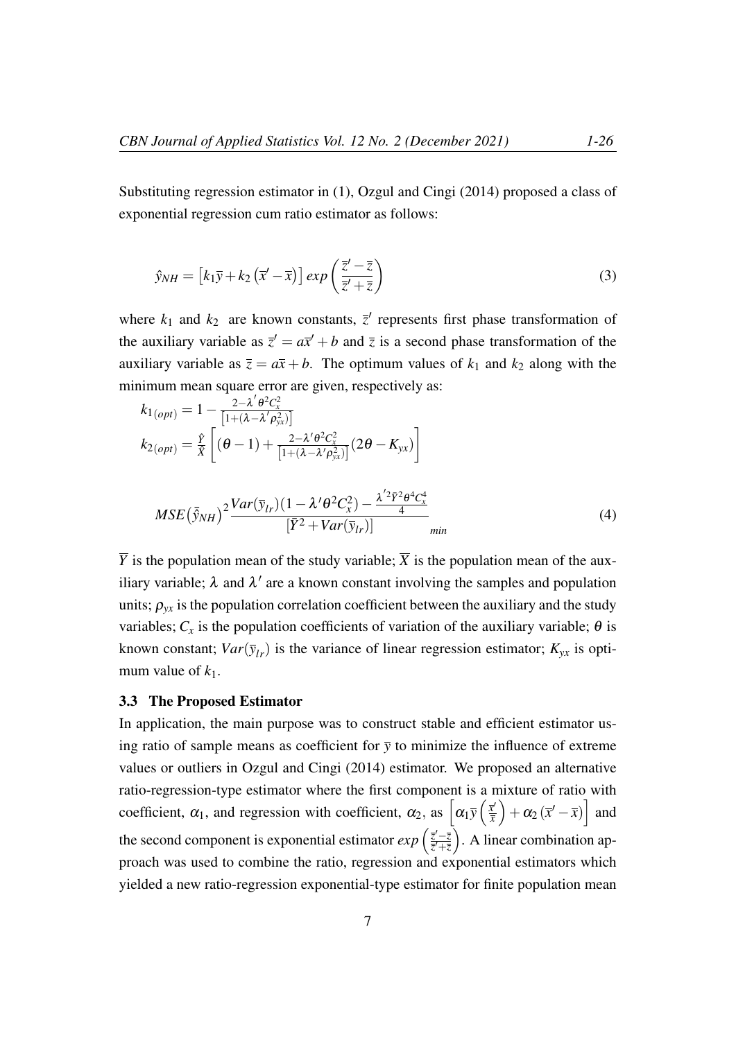Substituting regression estimator in (1), Ozgul and Cingi (2014) proposed a class of exponential regression cum ratio estimator as follows:

$$\hat{y}_{NH} = \left[k_1\overline{y} + k_2\left(\overline{x}' - \overline{x}\right)\right] exp\left(\frac{\overline{z}' - \overline{z}}{\overline{z}' + \overline{z}}\right) \tag{3}$$

where $k_1$ and $k_2$ are known constants, $\overline{z}'$ represents first phase transformation of the auxiliary variable as $\overline{z}' = a\overline{x}' + b$ and $\overline{z}$ is a second phase transformation of the auxiliary variable as $\overline{z} = a\overline{x} + b$. The optimum values of $k_1$ and $k_2$ along with the minimum mean square error are given, respectively as:

$$k_{1(opt)} = 1 - \frac{2 - \lambda' \theta^2 C_x^2}{\left[1 + (\lambda - \lambda' \rho_{yx}^2)\right]}$$

$$k_{2(opt)} = \frac{\hat{Y}}{\bar{X}}\left[(\theta - 1) + \frac{2 - \lambda' \theta^2 C_x^2}{\left[1 + (\lambda - \lambda' \rho_{yx}^2)\right]}(2\theta - K_{yx})\right]$$

$$MSE\left(\bar{\hat{y}}_{NH}\right)^2 \frac{Var(\overline{y}_{lr})(1 - \lambda' \theta^2 C_x^2) - \frac{\lambda'^2 \bar{Y}^2 \theta^4 C_x^4}{4}}{[\bar{Y}^2 + Var(\overline{y}_{lr})]}_{min} \tag{4}$$

$\overline{Y}$ is the population mean of the study variable; $\overline{X}$ is the population mean of the auxiliary variable; $\lambda$ and $\lambda'$ are a known constant involving the samples and population units; $\rho_{yx}$ is the population correlation coefficient between the auxiliary and the study variables; $C_x$ is the population coefficients of variation of the auxiliary variable; $\theta$ is known constant; $Var(\overline{y}_{lr})$ is the variance of linear regression estimator; $K_{yx}$ is optimum value of $k_1$.

### 3.3 The Proposed Estimator

In application, the main purpose was to construct stable and efficient estimator using ratio of sample means as coefficient for $\overline{y}$ to minimize the influence of extreme values or outliers in Ozgul and Cingi (2014) estimator. We proposed an alternative ratio-regression-type estimator where the first component is a mixture of ratio with coefficient, $\alpha_1$, and regression with coefficient, $\alpha_2$, as $\left[\alpha_1\overline{y}\left(\frac{\overline{x}'}{\overline{x}}\right) + \alpha_2\left(\overline{x}' - \overline{x}\right)\right]$ and the second component is exponential estimator $exp\left(\frac{\overline{z}' - \overline{z}}{\overline{z}' + \overline{z}}\right)$. A linear combination approach was used to combine the ratio, regression and exponential estimators which yielded a new ratio-regression exponential-type estimator for finite population mean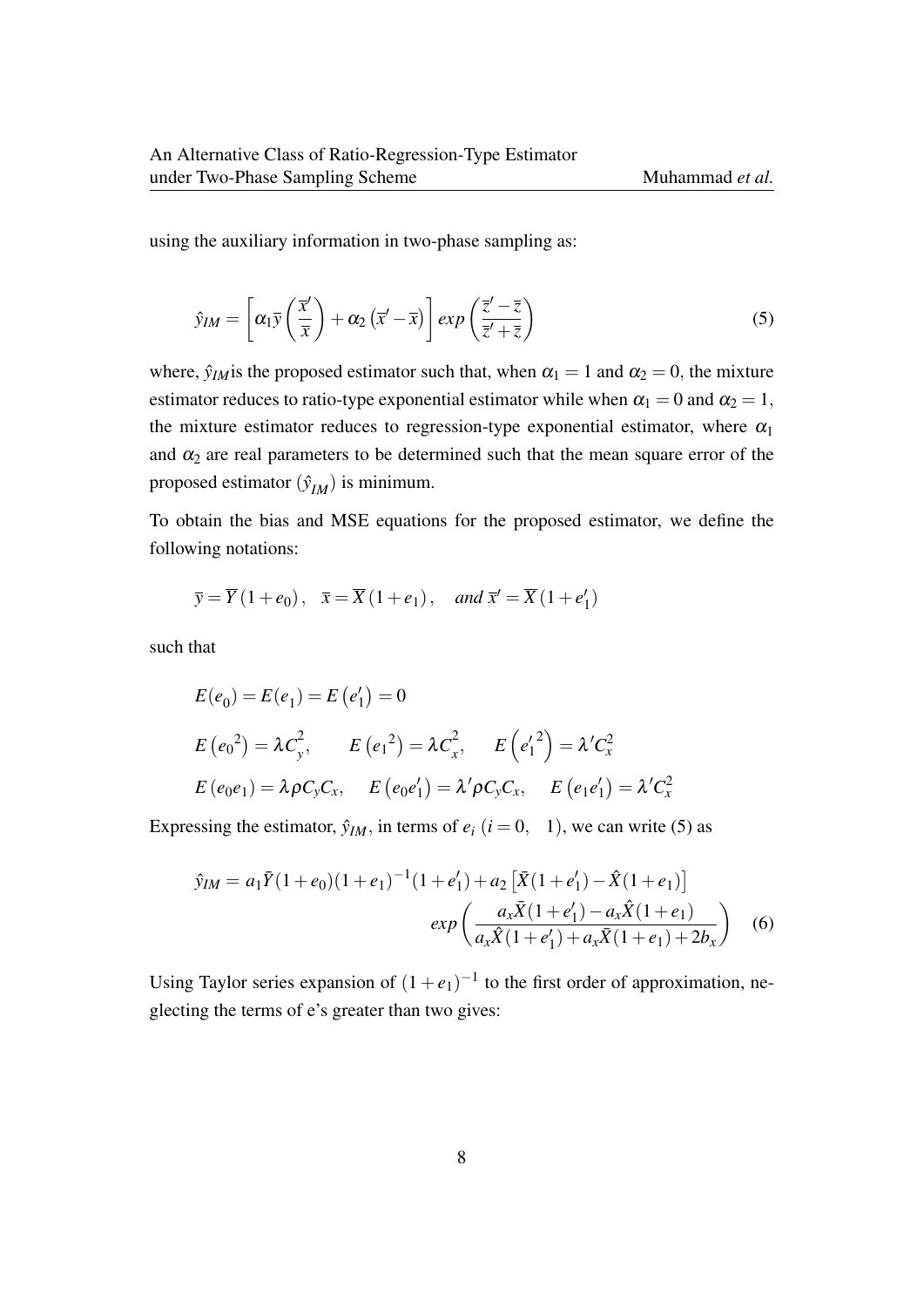using the auxiliary information in two-phase sampling as:

$$\hat{y}_{IM} = \left[\alpha_1 \overline{y}\left(\frac{\overline{x}'}{\overline{x}}\right) + \alpha_2\left(\overline{x}' - \overline{x}\right)\right] exp\left(\frac{\overline{z}' - \overline{z}}{\overline{z}' + \overline{z}}\right) \tag{5}$$

where, $\hat{y}_{IM}$is the proposed estimator such that, when $\alpha_1 = 1$ and $\alpha_2 = 0$, the mixture estimator reduces to ratio-type exponential estimator while when $\alpha_1 = 0$ and $\alpha_2 = 1$, the mixture estimator reduces to regression-type exponential estimator, where $\alpha_1$ and $\alpha_2$ are real parameters to be determined such that the mean square error of the proposed estimator ($\hat{y}_{IM}$) is minimum.

To obtain the bias and MSE equations for the proposed estimator, we define the following notations:

$$\overline{y} = \overline{Y}(1+e_0), \quad \overline{x} = \overline{X}(1+e_1), \quad and\ \overline{x}' = \overline{X}(1+e_1')$$

such that

$$E(e_0) = E(e_1) = E(e_1') = 0$$

$$E\left(e_0{}^2\right) = \lambda C_y^2, \qquad E\left(e_1{}^2\right) = \lambda C_x^2, \qquad E\left(e_1'{}^2\right) = \lambda' C_x^2$$

$$E(e_0 e_1) = \lambda \rho C_y C_x, \quad E(e_0 e_1') = \lambda' \rho C_y C_x, \quad E(e_1 e_1') = \lambda' C_x^2$$

Expressing the estimator, $\hat{y}_{IM}$, in terms of $e_i$ $(i = 0, \quad 1)$, we can write (5) as

$$\hat{y}_{IM} = a_1 \bar{Y}(1+e_0)(1+e_1)^{-1}(1+e_1') + a_2\left[\bar{X}(1+e_1') - \hat{X}(1+e_1)\right]$$
$$exp\left(\frac{a_x\bar{X}(1+e_1') - a_x\hat{X}(1+e_1)}{a_x\hat{X}(1+e_1') + a_x\bar{X}(1+e_1) + 2b_x}\right) \tag{6}$$

Using Taylor series expansion of $(1+e_1)^{-1}$ to the first order of approximation, neglecting the terms of e's greater than two gives: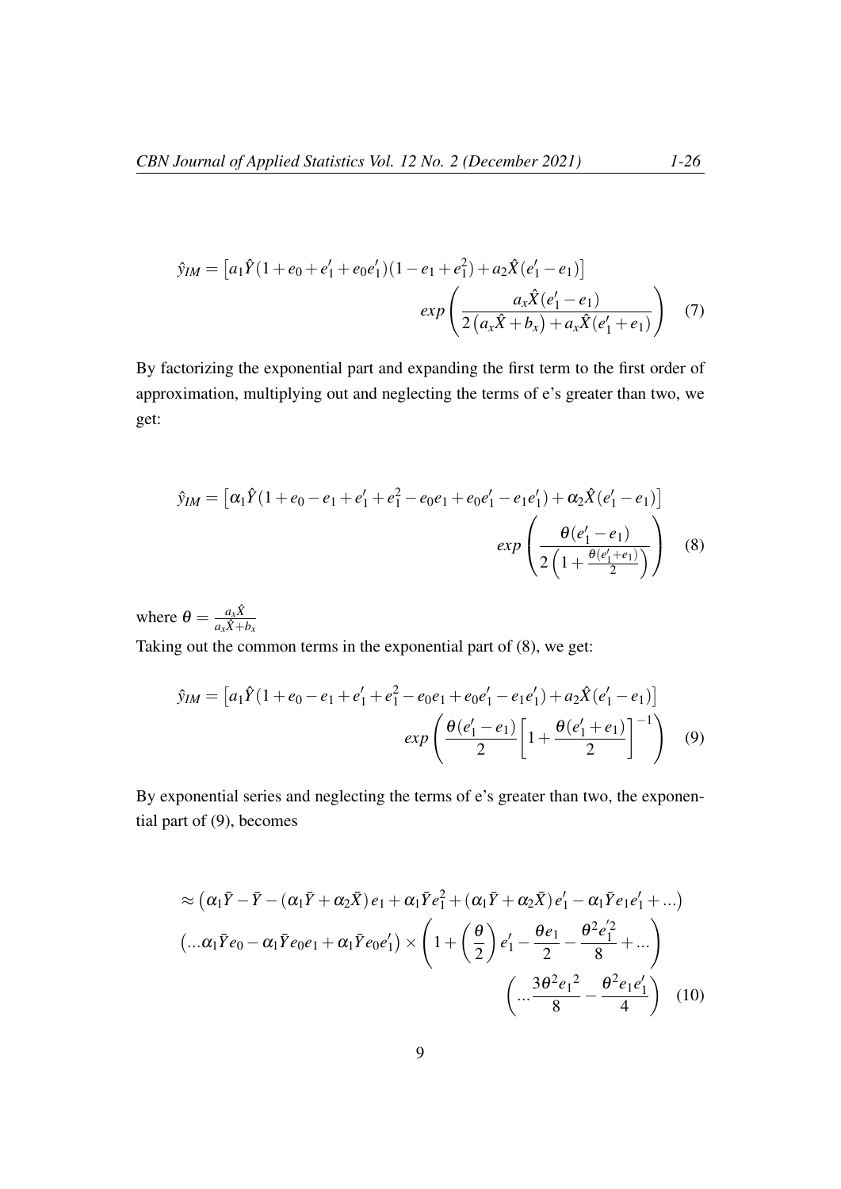$$\hat{y}_{IM} = \left[a_1\hat{Y}(1+e_0+e'_1+e_0e'_1)(1-e_1+e_1^2)+a_2\hat{X}(e'_1-e_1)\right] exp\left(\frac{a_x\hat{X}(e'_1-e_1)}{2\left(a_x\hat{X}+b_x\right)+a_x\hat{X}(e'_1+e_1)}\right) \quad (7)$$

By factorizing the exponential part and expanding the first term to the first order of approximation, multiplying out and neglecting the terms of e's greater than two, we get:

$$\hat{y}_{IM} = \left[\alpha_1\hat{Y}(1+e_0-e_1+e'_1+e_1^2-e_0e_1+e_0e'_1-e_1e'_1)+\alpha_2\hat{X}(e'_1-e_1)\right] exp\left(\frac{\theta(e'_1-e_1)}{2\left(1+\frac{\theta(e'_1+e_1)}{2}\right)}\right) \quad (8)$$

where $\theta = \frac{a_x\hat{X}}{a_x\hat{X}+b_x}$

Taking out the common terms in the exponential part of (8), we get:

$$\hat{y}_{IM} = \left[a_1\hat{Y}(1+e_0-e_1+e'_1+e_1^2-e_0e_1+e_0e'_1-e_1e'_1)+a_2\hat{X}(e'_1-e_1)\right] exp\left(\frac{\theta(e'_1-e_1)}{2}\left[1+\frac{\theta(e'_1+e_1)}{2}\right]^{-1}\right) \quad (9)$$

By exponential series and neglecting the terms of e's greater than two, the exponential part of (9), becomes

$$\approx \left(\alpha_1\bar{Y}-\bar{Y}-(\alpha_1\bar{Y}+\alpha_2\bar{X})\,e_1+\alpha_1\bar{Y}e_1^2+(\alpha_1\bar{Y}+\alpha_2\bar{X})\,e'_1-\alpha_1\bar{Y}e_1e'_1+...\right) \left(...\alpha_1\bar{Y}e_0-\alpha_1\bar{Y}e_0e_1+\alpha_1\bar{Y}e_0e'_1\right)\times\left(1+\left(\frac{\theta}{2}\right)e'_1-\frac{\theta e_1}{2}-\frac{\theta^2 e_1'^2}{8}+...\right) \left(...\frac{3\theta^2 {e_1}^2}{8}-\frac{\theta^2 e_1e'_1}{4}\right) \quad (10)$$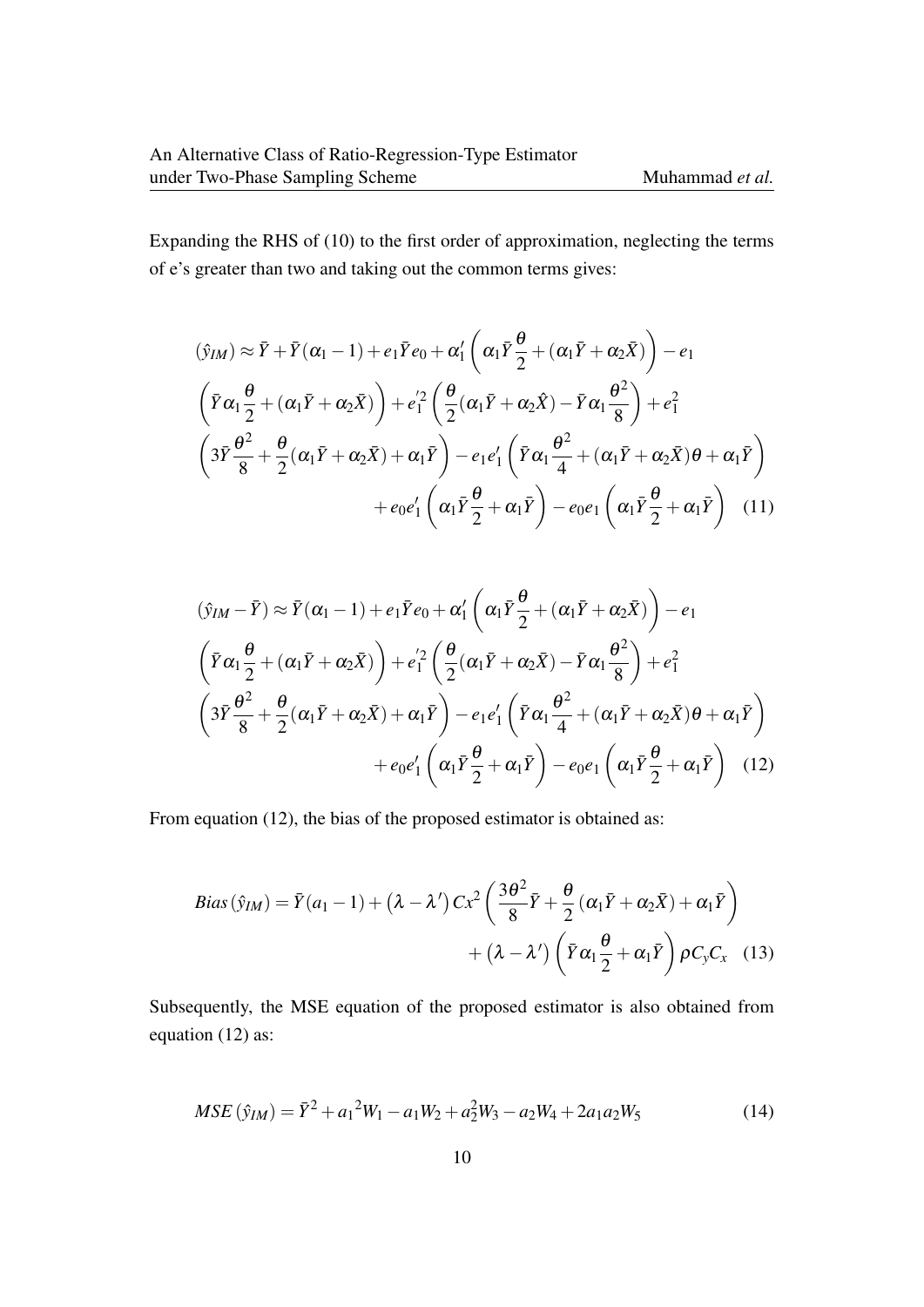Expanding the RHS of (10) to the first order of approximation, neglecting the terms of e's greater than two and taking out the common terms gives:

$$
\begin{aligned}
(\hat{y}_{IM}) \approx \bar{Y} + \bar{Y}(\alpha_1 - 1) + e_1\bar{Y}e_0 + \alpha_1'\left(\alpha_1\bar{Y}\frac{\theta}{2} + (\alpha_1\bar{Y} + \alpha_2\bar{X})\right) - e_1 \\
\left(\bar{Y}\alpha_1\frac{\theta}{2} + (\alpha_1\bar{Y} + \alpha_2\bar{X})\right) + e_1'^2\left(\frac{\theta}{2}(\alpha_1\bar{Y} + \alpha_2\hat{X}) - \bar{Y}\alpha_1\frac{\theta^2}{8}\right) + e_1^2 \\
\left(3\bar{Y}\frac{\theta^2}{8} + \frac{\theta}{2}(\alpha_1\bar{Y} + \alpha_2\bar{X}) + \alpha_1\bar{Y}\right) - e_1e_1'\left(\bar{Y}\alpha_1\frac{\theta^2}{4} + (\alpha_1\bar{Y} + \alpha_2\bar{X})\theta + \alpha_1\bar{Y}\right) \\
+ e_0e_1'\left(\alpha_1\bar{Y}\frac{\theta}{2} + \alpha_1\bar{Y}\right) - e_0e_1\left(\alpha_1\bar{Y}\frac{\theta}{2} + \alpha_1\bar{Y}\right) \quad (11)
\end{aligned}
$$

$$
\begin{aligned}
(\hat{y}_{IM} - \bar{Y}) \approx \bar{Y}(\alpha_1 - 1) + e_1\bar{Y}e_0 + \alpha_1'\left(\alpha_1\bar{Y}\frac{\theta}{2} + (\alpha_1\bar{Y} + \alpha_2\bar{X})\right) - e_1 \\
\left(\bar{Y}\alpha_1\frac{\theta}{2} + (\alpha_1\bar{Y} + \alpha_2\bar{X})\right) + e_1'^2\left(\frac{\theta}{2}(\alpha_1\bar{Y} + \alpha_2\bar{X}) - \bar{Y}\alpha_1\frac{\theta^2}{8}\right) + e_1^2 \\
\left(3\bar{Y}\frac{\theta^2}{8} + \frac{\theta}{2}(\alpha_1\bar{Y} + \alpha_2\bar{X}) + \alpha_1\bar{Y}\right) - e_1e_1'\left(\bar{Y}\alpha_1\frac{\theta^2}{4} + (\alpha_1\bar{Y} + \alpha_2\bar{X})\theta + \alpha_1\bar{Y}\right) \\
+ e_0e_1'\left(\alpha_1\bar{Y}\frac{\theta}{2} + \alpha_1\bar{Y}\right) - e_0e_1\left(\alpha_1\bar{Y}\frac{\theta}{2} + \alpha_1\bar{Y}\right) \quad (12)
\end{aligned}
$$

From equation (12), the bias of the proposed estimator is obtained as:

$$
\begin{aligned}
Bias(\hat{y}_{IM}) = \bar{Y}(a_1 - 1) + (\lambda - \lambda')Cx^2\left(\frac{3\theta^2}{8}\bar{Y} + \frac{\theta}{2}(\alpha_1\bar{Y} + \alpha_2\bar{X}) + \alpha_1\bar{Y}\right) \\
+ (\lambda - \lambda')\left(\bar{Y}\alpha_1\frac{\theta}{2} + \alpha_1\bar{Y}\right)\rho C_y C_x \quad (13)
\end{aligned}
$$

Subsequently, the MSE equation of the proposed estimator is also obtained from equation (12) as:

$$
MSE(\hat{y}_{IM}) = \bar{Y}^2 + {a_1}^2W_1 - a_1W_2 + a_2^2W_3 - a_2W_4 + 2a_1a_2W_5 \quad (14)
$$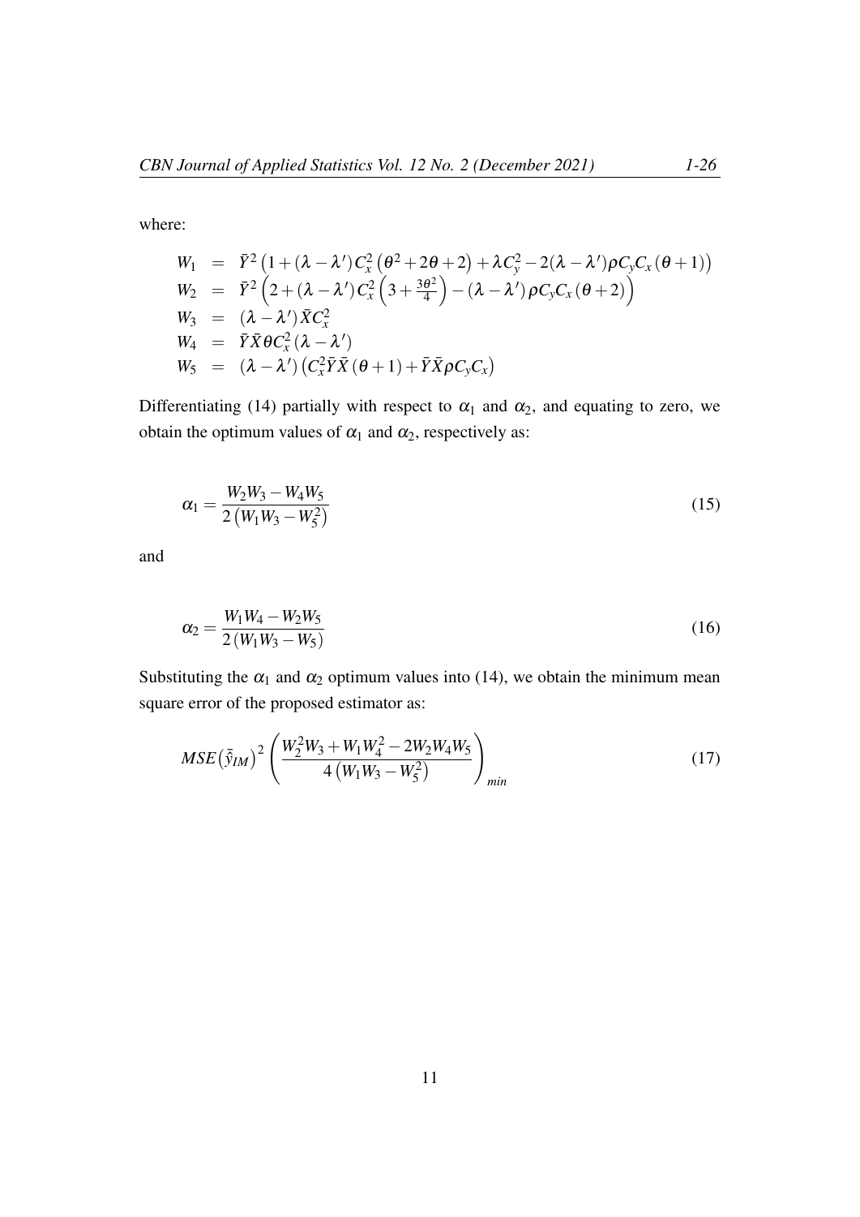where:

$$
\begin{aligned}
W_1 &= \bar{Y}^2\left(1+(\lambda-\lambda')C_x^2\left(\theta^2+2\theta+2\right)+\lambda C_y^2-2(\lambda-\lambda')\rho C_y C_x\left(\theta+1\right)\right)\\
W_2 &= \bar{Y}^2\left(2+(\lambda-\lambda')C_x^2\left(3+\tfrac{3\theta^2}{4}\right)-(\lambda-\lambda')\rho C_y C_x\left(\theta+2\right)\right)\\
W_3 &= (\lambda-\lambda')\bar{X}C_x^2\\
W_4 &= \bar{Y}\bar{X}\theta C_x^2(\lambda-\lambda')\\
W_5 &= (\lambda-\lambda')\left(C_x^2\bar{Y}\bar{X}\left(\theta+1\right)+\bar{Y}\bar{X}\rho C_y C_x\right)
\end{aligned}
$$

Differentiating (14) partially with respect to $\alpha_1$ and $\alpha_2$, and equating to zero, we obtain the optimum values of $\alpha_1$ and $\alpha_2$, respectively as:

$$
\alpha_1 = \frac{W_2W_3 - W_4W_5}{2\left(W_1W_3 - W_5^2\right)} \tag{15}
$$

and

$$
\alpha_2 = \frac{W_1W_4 - W_2W_5}{2\left(W_1W_3 - W_5\right)} \tag{16}
$$

Substituting the $\alpha_1$ and $\alpha_2$ optimum values into (14), we obtain the minimum mean square error of the proposed estimator as:

$$
MSE\left(\bar{\hat{y}}_{IM}\right)^2\left(\frac{W_2^2W_3 + W_1W_4^2 - 2W_2W_4W_5}{4\left(W_1W_3 - W_5^2\right)}\right)_{min} \tag{17}
$$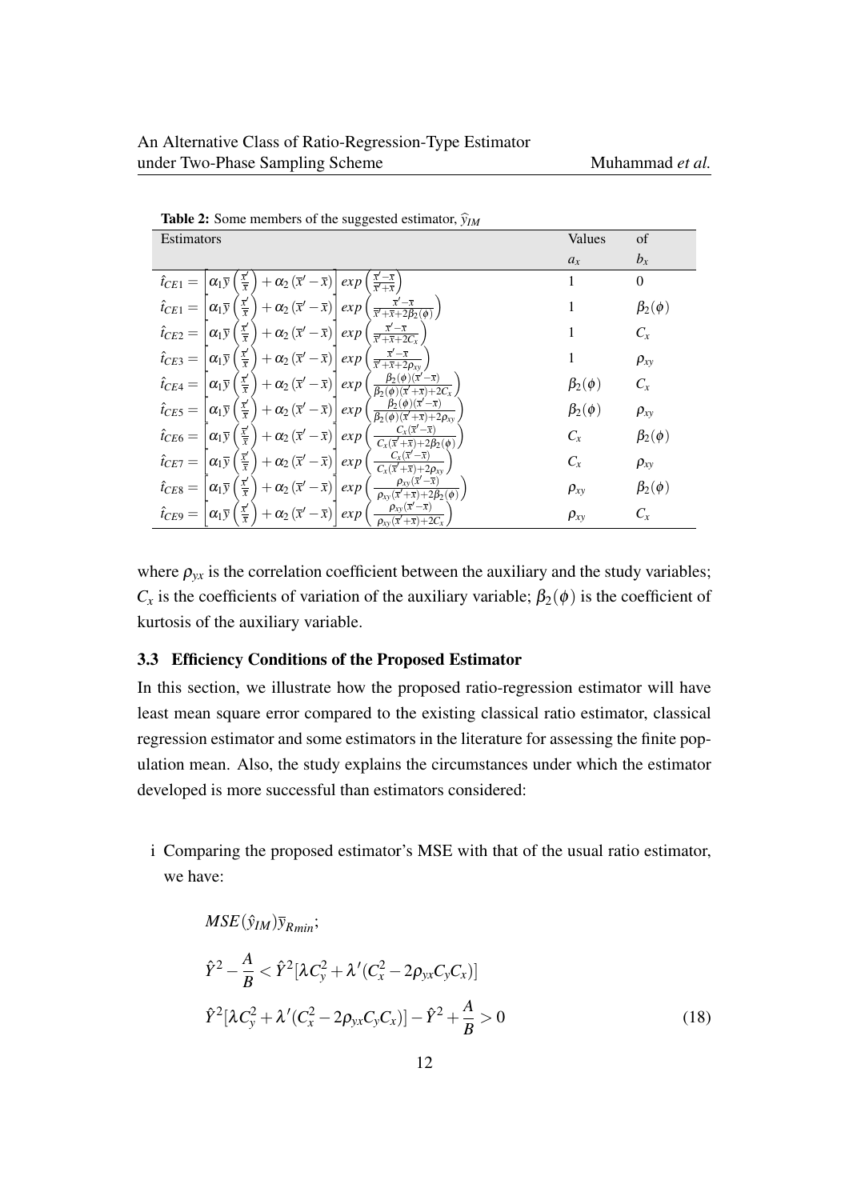**Table 2:** Some members of the suggested estimator, $\widehat{y}_{IM}$

| Estimators | Values $a_x$ | of $b_x$ |
|---|---|---|
| $\hat{t}_{CE1} = \left[\alpha_1 \overline{y}\left(\frac{\overline{x}'}{\overline{x}}\right) + \alpha_2\left(\overline{x}' - \overline{x}\right)\right] exp\left(\frac{\overline{x}' - \overline{x}}{\overline{x}' + \overline{x}}\right)$ | 1 | 0 |
| $\hat{t}_{CE1} = \left[\alpha_1 \overline{y}\left(\frac{\overline{x}'}{\overline{x}}\right) + \alpha_2\left(\overline{x}' - \overline{x}\right)\right] exp\left(\frac{\overline{x}' - \overline{x}}{\overline{x}' + \overline{x} + 2\beta_2(\phi)}\right)$ | 1 | $\beta_2(\phi)$ |
| $\hat{t}_{CE2} = \left[\alpha_1 \overline{y}\left(\frac{\overline{x}'}{\overline{x}}\right) + \alpha_2\left(\overline{x}' - \overline{x}\right)\right] exp\left(\frac{\overline{x}' - \overline{x}}{\overline{x}' + \overline{x} + 2C_x}\right)$ | 1 | $C_x$ |
| $\hat{t}_{CE3} = \left[\alpha_1 \overline{y}\left(\frac{\overline{x}'}{\overline{x}}\right) + \alpha_2\left(\overline{x}' - \overline{x}\right)\right] exp\left(\frac{\overline{x}' - \overline{x}}{\overline{x}' + \overline{x} + 2\rho_{xy}}\right)$ | 1 | $\rho_{xy}$ |
| $\hat{t}_{CE4} = \left[\alpha_1 \overline{y}\left(\frac{\overline{x}'}{\overline{x}}\right) + \alpha_2\left(\overline{x}' - \overline{x}\right)\right] exp\left(\frac{\beta_2(\phi)(\overline{x}' - \overline{x})}{\beta_2(\phi)(\overline{x}' + \overline{x}) + 2C_x}\right)$ | $\beta_2(\phi)$ | $C_x$ |
| $\hat{t}_{CE5} = \left[\alpha_1 \overline{y}\left(\frac{\overline{x}'}{\overline{x}}\right) + \alpha_2\left(\overline{x}' - \overline{x}\right)\right] exp\left(\frac{\beta_2(\phi)(\overline{x}' - \overline{x})}{\beta_2(\phi)(\overline{x}' + \overline{x}) + 2\rho_{xy}}\right)$ | $\beta_2(\phi)$ | $\rho_{xy}$ |
| $\hat{t}_{CE6} = \left[\alpha_1 \overline{y}\left(\frac{\overline{x}'}{\overline{x}}\right) + \alpha_2\left(\overline{x}' - \overline{x}\right)\right] exp\left(\frac{C_x(\overline{x}' - \overline{x})}{C_x(\overline{x}' + \overline{x}) + 2\beta_2(\phi)}\right)$ | $C_x$ | $\beta_2(\phi)$ |
| $\hat{t}_{CE7} = \left[\alpha_1 \overline{y}\left(\frac{\overline{x}'}{\overline{x}}\right) + \alpha_2\left(\overline{x}' - \overline{x}\right)\right] exp\left(\frac{C_x(\overline{x}' - \overline{x})}{C_x(\overline{x}' + \overline{x}) + 2\rho_{xy}}\right)$ | $C_x$ | $\rho_{xy}$ |
| $\hat{t}_{CE8} = \left[\alpha_1 \overline{y}\left(\frac{\overline{x}'}{\overline{x}}\right) + \alpha_2\left(\overline{x}' - \overline{x}\right)\right] exp\left(\frac{\rho_{xy}(\overline{x}' - \overline{x})}{\rho_{xy}(\overline{x}' + \overline{x}) + 2\beta_2(\phi)}\right)$ | $\rho_{xy}$ | $\beta_2(\phi)$ |
| $\hat{t}_{CE9} = \left[\alpha_1 \overline{y}\left(\frac{\overline{x}'}{\overline{x}}\right) + \alpha_2\left(\overline{x}' - \overline{x}\right)\right] exp\left(\frac{\rho_{xy}(\overline{x}' - \overline{x})}{\rho_{xy}(\overline{x}' + \overline{x}) + 2C_x}\right)$ | $\rho_{xy}$ | $C_x$ |

where $\rho_{yx}$ is the correlation coefficient between the auxiliary and the study variables; $C_x$ is the coefficients of variation of the auxiliary variable; $\beta_2(\phi)$ is the coefficient of kurtosis of the auxiliary variable.

### 3.3 Efficiency Conditions of the Proposed Estimator

In this section, we illustrate how the proposed ratio-regression estimator will have least mean square error compared to the existing classical ratio estimator, classical regression estimator and some estimators in the literature for assessing the finite population mean. Also, the study explains the circumstances under which the estimator developed is more successful than estimators considered:

i Comparing the proposed estimator's MSE with that of the usual ratio estimator, we have:

$$MSE(\hat{y}_{IM})\overline{y}_{R_{min}};$$

$$\hat{Y}^2 - \frac{A}{B} < \hat{Y}^2[\lambda C_y^2 + \lambda'(C_x^2 - 2\rho_{yx}C_yC_x)]$$

$$\hat{Y}^2[\lambda C_y^2 + \lambda'(C_x^2 - 2\rho_{yx}C_yC_x)] - \hat{Y}^2 + \frac{A}{B} > 0 \tag{18}$$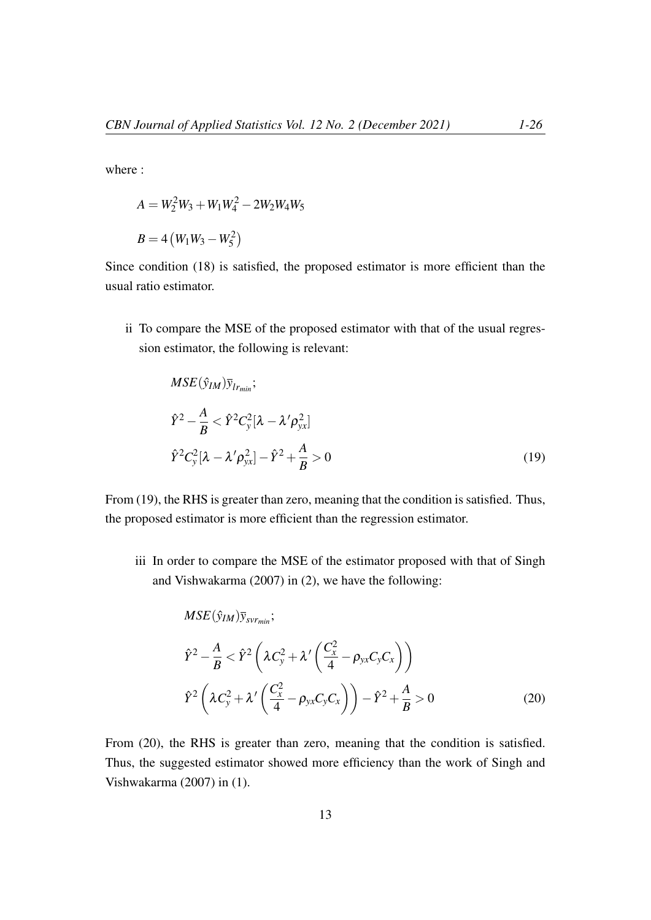where :

$$A = W_2^2 W_3 + W_1 W_4^2 - 2W_2 W_4 W_5$$

$$B = 4\left(W_1 W_3 - W_5^2\right)$$

Since condition (18) is satisfied, the proposed estimator is more efficient than the usual ratio estimator.

ii To compare the MSE of the proposed estimator with that of the usual regression estimator, the following is relevant:

$$MSE(\hat{y}_{IM})\overline{y}_{lr_{min}};$$

$$\hat{Y}^2 - \frac{A}{B} < \hat{Y}^2 C_y^2 [\lambda - \lambda' \rho_{yx}^2]$$

$$\hat{Y}^2 C_y^2 [\lambda - \lambda' \rho_{yx}^2] - \hat{Y}^2 + \frac{A}{B} > 0 \tag{19}$$

From (19), the RHS is greater than zero, meaning that the condition is satisfied. Thus, the proposed estimator is more efficient than the regression estimator.

iii In order to compare the MSE of the estimator proposed with that of Singh and Vishwakarma (2007) in (2), we have the following:

$$MSE(\hat{y}_{IM})\overline{y}_{svr_{min}};$$

$$\hat{Y}^2 - \frac{A}{B} < \hat{Y}^2 \left(\lambda C_y^2 + \lambda' \left(\frac{C_x^2}{4} - \rho_{yx} C_y C_x\right)\right)$$

$$\hat{Y}^2 \left(\lambda C_y^2 + \lambda' \left(\frac{C_x^2}{4} - \rho_{yx} C_y C_x\right)\right) - \hat{Y}^2 + \frac{A}{B} > 0 \tag{20}$$

From (20), the RHS is greater than zero, meaning that the condition is satisfied. Thus, the suggested estimator showed more efficiency than the work of Singh and Vishwakarma (2007) in (1).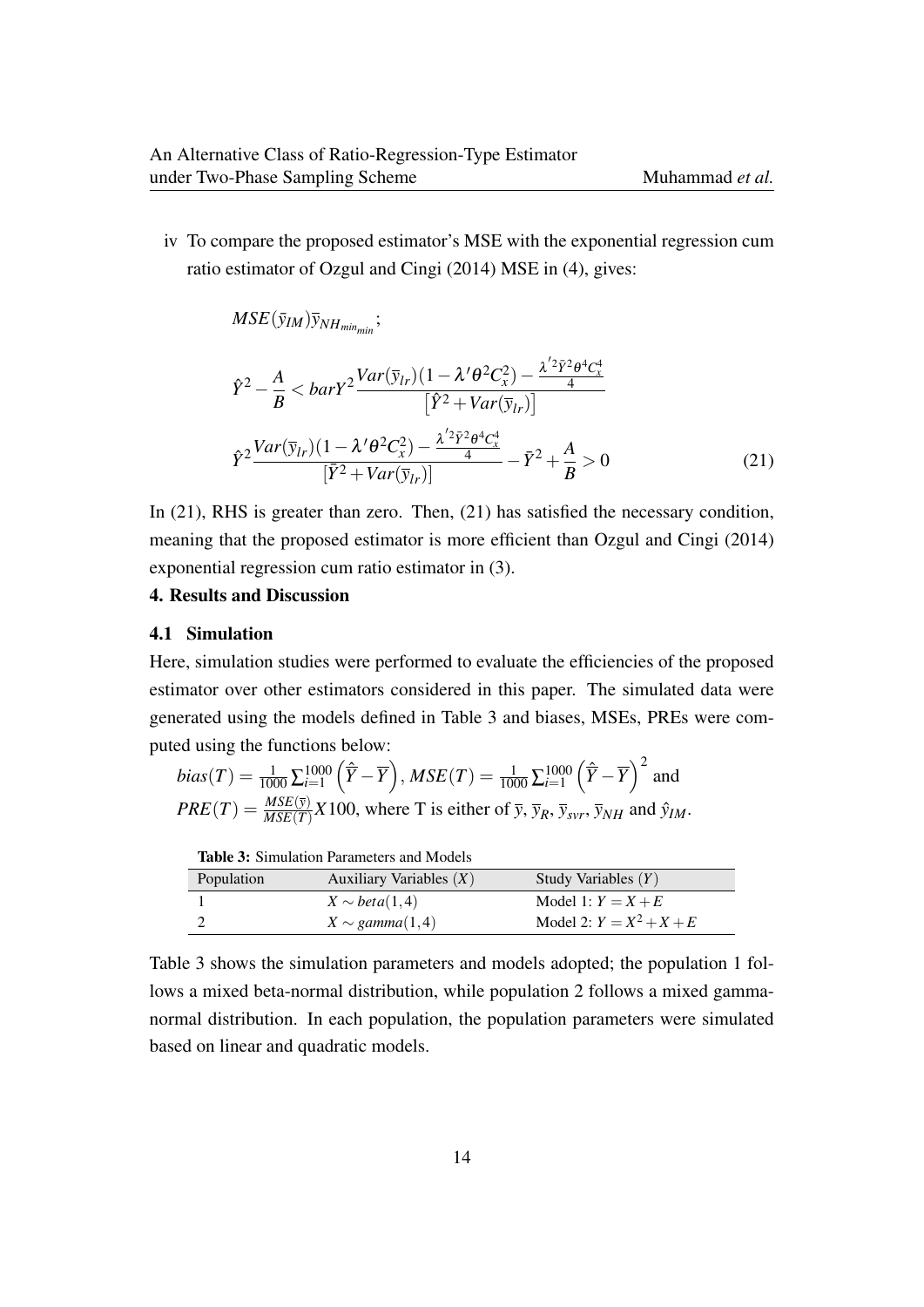iv To compare the proposed estimator's MSE with the exponential regression cum ratio estimator of Ozgul and Cingi (2014) MSE in (4), gives:

$$MSE(\bar{y}_{IM})\bar{y}_{NH_{min_{min}}};$$

$$\hat{Y}^2 - \frac{A}{B} < barY^2 \frac{Var(\bar{y}_{lr})(1-\lambda'\theta^2 C_x^2) - \frac{\lambda'^2 \bar{Y}^2 \theta^4 C_x^4}{4}}{\left[\hat{Y}^2 + Var(\bar{y}_{lr})\right]}$$

$$\hat{Y}^2 \frac{Var(\bar{y}_{lr})(1-\lambda'\theta^2 C_x^2) - \frac{\lambda'^2 \bar{Y}^2 \theta^4 C_x^4}{4}}{[\bar{Y}^2 + Var(\bar{y}_{lr})]} - \bar{Y}^2 + \frac{A}{B} > 0 \tag{21}$$

In (21), RHS is greater than zero. Then, (21) has satisfied the necessary condition, meaning that the proposed estimator is more efficient than Ozgul and Cingi (2014) exponential regression cum ratio estimator in (3).

## 4. Results and Discussion

### 4.1 Simulation

Here, simulation studies were performed to evaluate the efficiencies of the proposed estimator over other estimators considered in this paper. The simulated data were generated using the models defined in Table 3 and biases, MSEs, PREs were computed using the functions below:

$bias(T) = \frac{1}{1000}\sum_{i=1}^{1000}\left(\hat{\overline{Y}} - \overline{Y}\right)$, $MSE(T) = \frac{1}{1000}\sum_{i=1}^{1000}\left(\hat{\overline{Y}} - \overline{Y}\right)^2$ and $PRE(T) = \frac{MSE(\overline{y})}{MSE(T)}X100$, where T is either of $\overline{y}$, $\overline{y}_R$, $\overline{y}_{svr}$, $\overline{y}_{NH}$ and $\hat{y}_{IM}$.

**Table 3:** Simulation Parameters and Models

| Population | Auxiliary Variables ($X$) | Study Variables ($Y$) |
|---|---|---|
| 1 | $X \sim beta(1,4)$ | Model 1: $Y = X + E$ |
| 2 | $X \sim gamma(1,4)$ | Model 2: $Y = X^2 + X + E$ |

Table 3 shows the simulation parameters and models adopted; the population 1 follows a mixed beta-normal distribution, while population 2 follows a mixed gamma-normal distribution. In each population, the population parameters were simulated based on linear and quadratic models.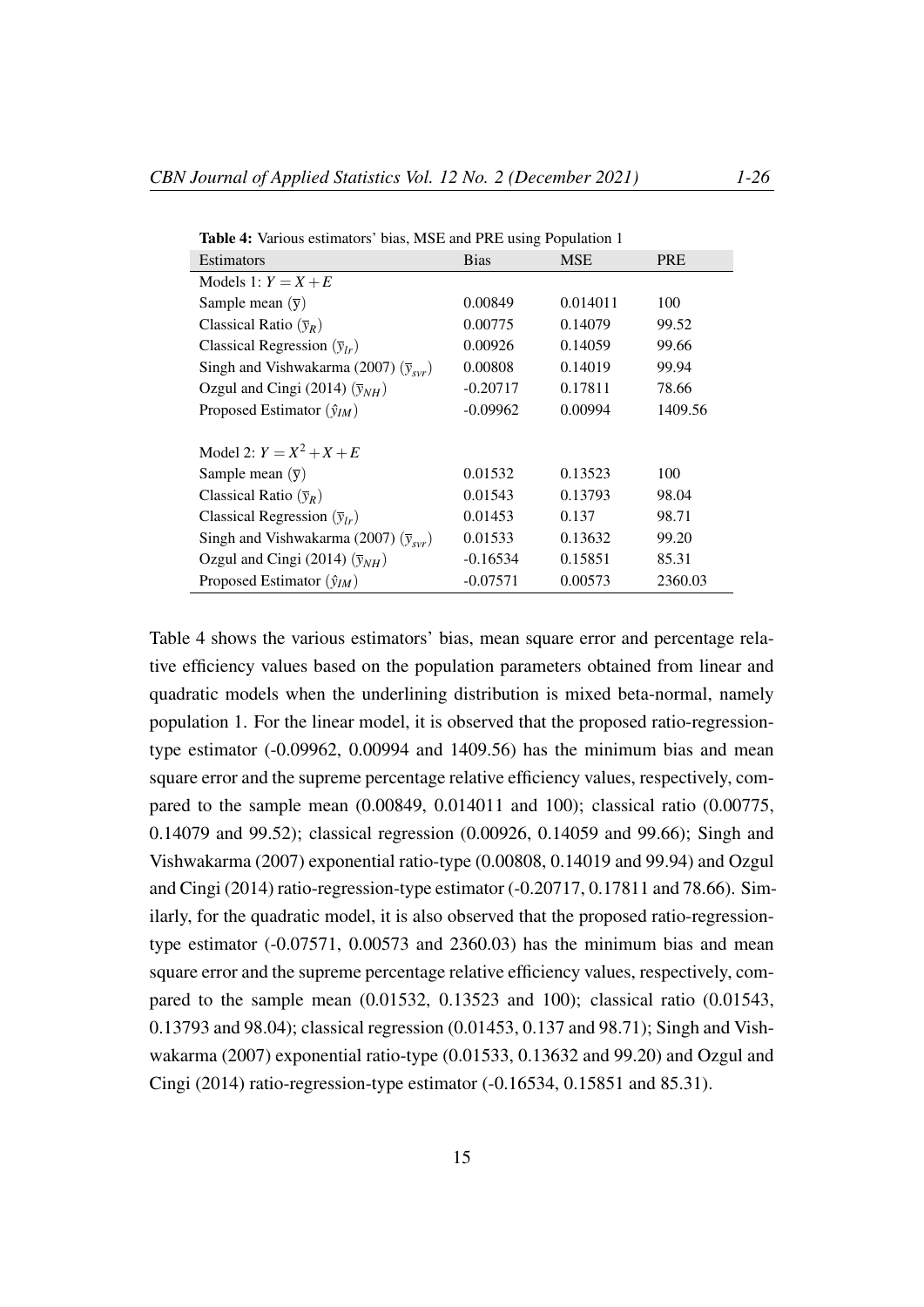**Table 4:** Various estimators' bias, MSE and PRE using Population 1

| Estimators | Bias | MSE | PRE |
|---|---|---|---|
| Models 1: $Y = X + E$ | | | |
| Sample mean $(\overline{y})$ | 0.00849 | 0.014011 | 100 |
| Classical Ratio $(\overline{y}_R)$ | 0.00775 | 0.14079 | 99.52 |
| Classical Regression $(\overline{y}_{lr})$ | 0.00926 | 0.14059 | 99.66 |
| Singh and Vishwakarma (2007) $(\overline{y}_{svr})$ | 0.00808 | 0.14019 | 99.94 |
| Ozgul and Cingi (2014) $(\overline{y}_{NH})$ | -0.20717 | 0.17811 | 78.66 |
| Proposed Estimator $(\hat{y}_{IM})$ | -0.09962 | 0.00994 | 1409.56 |
| Model 2: $Y = X^2 + X + E$ | | | |
| Sample mean $(\overline{y})$ | 0.01532 | 0.13523 | 100 |
| Classical Ratio $(\overline{y}_R)$ | 0.01543 | 0.13793 | 98.04 |
| Classical Regression $(\overline{y}_{lr})$ | 0.01453 | 0.137 | 98.71 |
| Singh and Vishwakarma (2007) $(\overline{y}_{svr})$ | 0.01533 | 0.13632 | 99.20 |
| Ozgul and Cingi (2014) $(\overline{y}_{NH})$ | -0.16534 | 0.15851 | 85.31 |
| Proposed Estimator $(\hat{y}_{IM})$ | -0.07571 | 0.00573 | 2360.03 |

Table 4 shows the various estimators' bias, mean square error and percentage relative efficiency values based on the population parameters obtained from linear and quadratic models when the underlining distribution is mixed beta-normal, namely population 1. For the linear model, it is observed that the proposed ratio-regression-type estimator (-0.09962, 0.00994 and 1409.56) has the minimum bias and mean square error and the supreme percentage relative efficiency values, respectively, compared to the sample mean (0.00849, 0.014011 and 100); classical ratio (0.00775, 0.14079 and 99.52); classical regression (0.00926, 0.14059 and 99.66); Singh and Vishwakarma (2007) exponential ratio-type (0.00808, 0.14019 and 99.94) and Ozgul and Cingi (2014) ratio-regression-type estimator (-0.20717, 0.17811 and 78.66). Similarly, for the quadratic model, it is also observed that the proposed ratio-regression-type estimator (-0.07571, 0.00573 and 2360.03) has the minimum bias and mean square error and the supreme percentage relative efficiency values, respectively, compared to the sample mean (0.01532, 0.13523 and 100); classical ratio (0.01543, 0.13793 and 98.04); classical regression (0.01453, 0.137 and 98.71); Singh and Vishwakarma (2007) exponential ratio-type (0.01533, 0.13632 and 99.20) and Ozgul and Cingi (2014) ratio-regression-type estimator (-0.16534, 0.15851 and 85.31).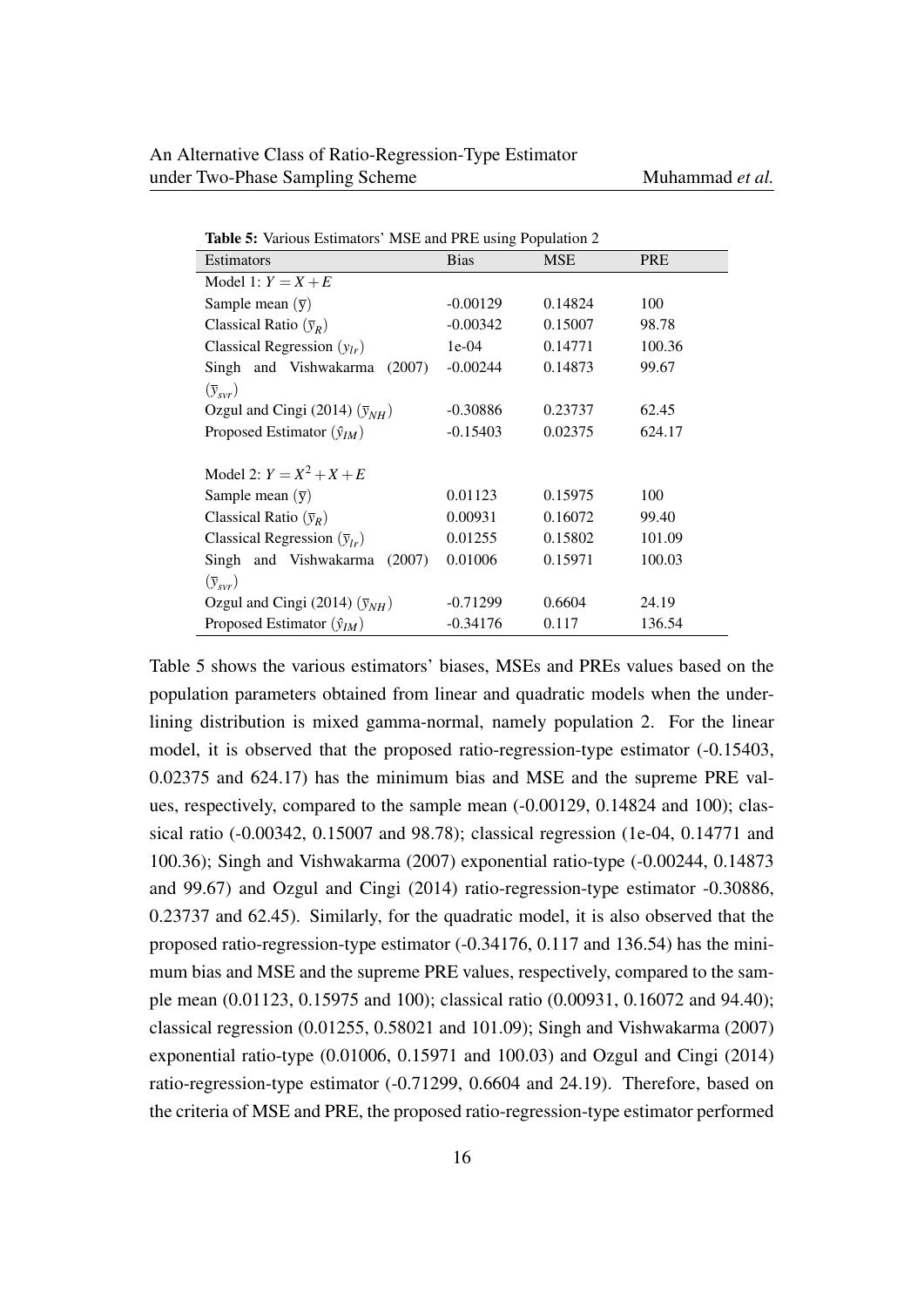**Table 5:** Various Estimators' MSE and PRE using Population 2

| Estimators | Bias | MSE | PRE |
|---|---|---|---|
| Model 1: $Y = X + E$ | | | |
| Sample mean $(\overline{y})$ | -0.00129 | 0.14824 | 100 |
| Classical Ratio $(\overline{y}_R)$ | -0.00342 | 0.15007 | 98.78 |
| Classical Regression $(y_{lr})$ | 1e-04 | 0.14771 | 100.36 |
| Singh and Vishwakarma (2007) $(\overline{y}_{svr})$ | -0.00244 | 0.14873 | 99.67 |
| Ozgul and Cingi (2014) $(\overline{y}_{NH})$ | -0.30886 | 0.23737 | 62.45 |
| Proposed Estimator $(\hat{y}_{IM})$ | -0.15403 | 0.02375 | 624.17 |
| Model 2: $Y = X^2 + X + E$ | | | |
| Sample mean $(\overline{y})$ | 0.01123 | 0.15975 | 100 |
| Classical Ratio $(\overline{y}_R)$ | 0.00931 | 0.16072 | 99.40 |
| Classical Regression $(\overline{y}_{lr})$ | 0.01255 | 0.15802 | 101.09 |
| Singh and Vishwakarma (2007) $(\overline{y}_{svr})$ | 0.01006 | 0.15971 | 100.03 |
| Ozgul and Cingi (2014) $(\overline{y}_{NH})$ | -0.71299 | 0.6604 | 24.19 |
| Proposed Estimator $(\hat{y}_{IM})$ | -0.34176 | 0.117 | 136.54 |

Table 5 shows the various estimators' biases, MSEs and PREs values based on the population parameters obtained from linear and quadratic models when the underlining distribution is mixed gamma-normal, namely population 2. For the linear model, it is observed that the proposed ratio-regression-type estimator (-0.15403, 0.02375 and 624.17) has the minimum bias and MSE and the supreme PRE values, respectively, compared to the sample mean (-0.00129, 0.14824 and 100); classical ratio (-0.00342, 0.15007 and 98.78); classical regression (1e-04, 0.14771 and 100.36); Singh and Vishwakarma (2007) exponential ratio-type (-0.00244, 0.14873 and 99.67) and Ozgul and Cingi (2014) ratio-regression-type estimator -0.30886, 0.23737 and 62.45). Similarly, for the quadratic model, it is also observed that the proposed ratio-regression-type estimator (-0.34176, 0.117 and 136.54) has the minimum bias and MSE and the supreme PRE values, respectively, compared to the sample mean (0.01123, 0.15975 and 100); classical ratio (0.00931, 0.16072 and 94.40); classical regression (0.01255, 0.58021 and 101.09); Singh and Vishwakarma (2007) exponential ratio-type (0.01006, 0.15971 and 100.03) and Ozgul and Cingi (2014) ratio-regression-type estimator (-0.71299, 0.6604 and 24.19). Therefore, based on the criteria of MSE and PRE, the proposed ratio-regression-type estimator performed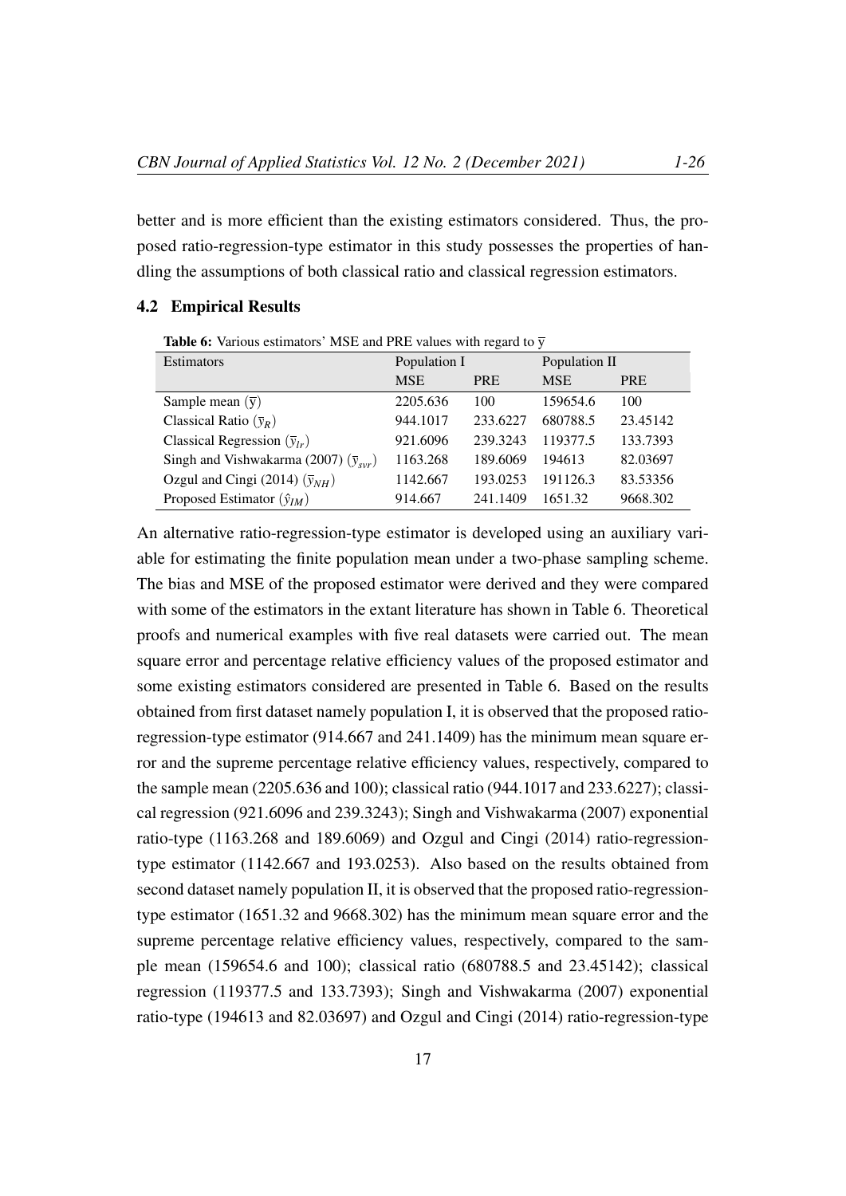better and is more efficient than the existing estimators considered. Thus, the proposed ratio-regression-type estimator in this study possesses the properties of handling the assumptions of both classical ratio and classical regression estimators.

### 4.2 Empirical Results

**Table 6:** Various estimators' MSE and PRE values with regard to $\overline{y}$

| Estimators | Population I | | Population II | |
|---|---|---|---|---|
| | MSE | PRE | MSE | PRE |
| Sample mean $(\overline{y})$ | 2205.636 | 100 | 159654.6 | 100 |
| Classical Ratio $(\overline{y}_R)$ | 944.1017 | 233.6227 | 680788.5 | 23.45142 |
| Classical Regression $(\overline{y}_{lr})$ | 921.6096 | 239.3243 | 119377.5 | 133.7393 |
| Singh and Vishwakarma (2007) $(\overline{y}_{svr})$ | 1163.268 | 189.6069 | 194613 | 82.03697 |
| Ozgul and Cingi (2014) $(\overline{y}_{NH})$ | 1142.667 | 193.0253 | 191126.3 | 83.53356 |
| Proposed Estimator $(\hat{y}_{IM})$ | 914.667 | 241.1409 | 1651.32 | 9668.302 |

An alternative ratio-regression-type estimator is developed using an auxiliary variable for estimating the finite population mean under a two-phase sampling scheme. The bias and MSE of the proposed estimator were derived and they were compared with some of the estimators in the extant literature has shown in Table 6. Theoretical proofs and numerical examples with five real datasets were carried out. The mean square error and percentage relative efficiency values of the proposed estimator and some existing estimators considered are presented in Table 6. Based on the results obtained from first dataset namely population I, it is observed that the proposed ratio-regression-type estimator (914.667 and 241.1409) has the minimum mean square error and the supreme percentage relative efficiency values, respectively, compared to the sample mean (2205.636 and 100); classical ratio (944.1017 and 233.6227); classical regression (921.6096 and 239.3243); Singh and Vishwakarma (2007) exponential ratio-type (1163.268 and 189.6069) and Ozgul and Cingi (2014) ratio-regression-type estimator (1142.667 and 193.0253). Also based on the results obtained from second dataset namely population II, it is observed that the proposed ratio-regression-type estimator (1651.32 and 9668.302) has the minimum mean square error and the supreme percentage relative efficiency values, respectively, compared to the sample mean (159654.6 and 100); classical ratio (680788.5 and 23.45142); classical regression (119377.5 and 133.7393); Singh and Vishwakarma (2007) exponential ratio-type (194613 and 82.03697) and Ozgul and Cingi (2014) ratio-regression-type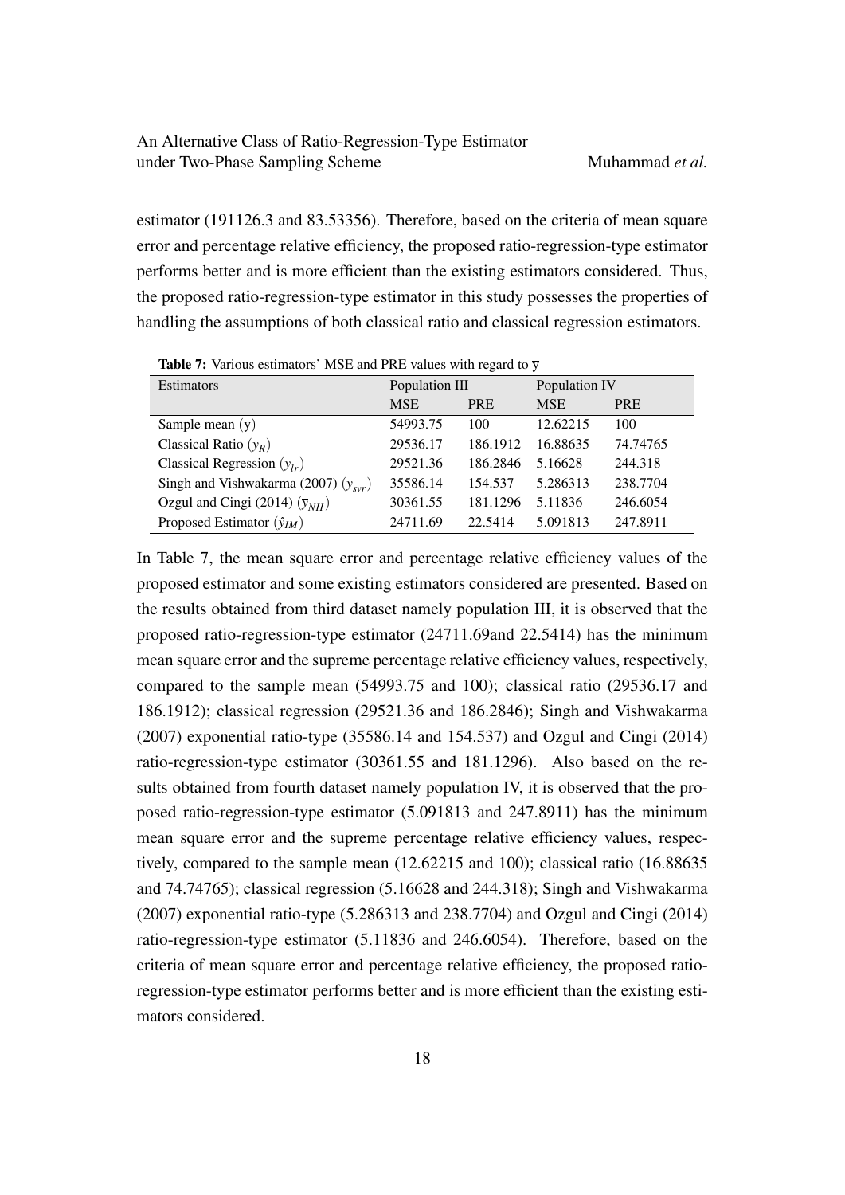estimator (191126.3 and 83.53356). Therefore, based on the criteria of mean square error and percentage relative efficiency, the proposed ratio-regression-type estimator performs better and is more efficient than the existing estimators considered. Thus, the proposed ratio-regression-type estimator in this study possesses the properties of handling the assumptions of both classical ratio and classical regression estimators.

**Table 7:** Various estimators' MSE and PRE values with regard to $\overline{y}$

| Estimators | Population III | | Population IV | |
|---|---|---|---|---|
| | MSE | PRE | MSE | PRE |
| Sample mean ($\overline{y}$) | 54993.75 | 100 | 12.62215 | 100 |
| Classical Ratio ($\overline{y}_R$) | 29536.17 | 186.1912 | 16.88635 | 74.74765 |
| Classical Regression ($\overline{y}_{lr}$) | 29521.36 | 186.2846 | 5.16628 | 244.318 |
| Singh and Vishwakarma (2007) ($\overline{y}_{svr}$) | 35586.14 | 154.537 | 5.286313 | 238.7704 |
| Ozgul and Cingi (2014) ($\overline{y}_{NH}$) | 30361.55 | 181.1296 | 5.11836 | 246.6054 |
| Proposed Estimator ($\hat{y}_{IM}$) | 24711.69 | 22.5414 | 5.091813 | 247.8911 |

In Table 7, the mean square error and percentage relative efficiency values of the proposed estimator and some existing estimators considered are presented. Based on the results obtained from third dataset namely population III, it is observed that the proposed ratio-regression-type estimator (24711.69and 22.5414) has the minimum mean square error and the supreme percentage relative efficiency values, respectively, compared to the sample mean (54993.75 and 100); classical ratio (29536.17 and 186.1912); classical regression (29521.36 and 186.2846); Singh and Vishwakarma (2007) exponential ratio-type (35586.14 and 154.537) and Ozgul and Cingi (2014) ratio-regression-type estimator (30361.55 and 181.1296). Also based on the results obtained from fourth dataset namely population IV, it is observed that the proposed ratio-regression-type estimator (5.091813 and 247.8911) has the minimum mean square error and the supreme percentage relative efficiency values, respectively, compared to the sample mean (12.62215 and 100); classical ratio (16.88635 and 74.74765); classical regression (5.16628 and 244.318); Singh and Vishwakarma (2007) exponential ratio-type (5.286313 and 238.7704) and Ozgul and Cingi (2014) ratio-regression-type estimator (5.11836 and 246.6054). Therefore, based on the criteria of mean square error and percentage relative efficiency, the proposed ratio-regression-type estimator performs better and is more efficient than the existing estimators considered.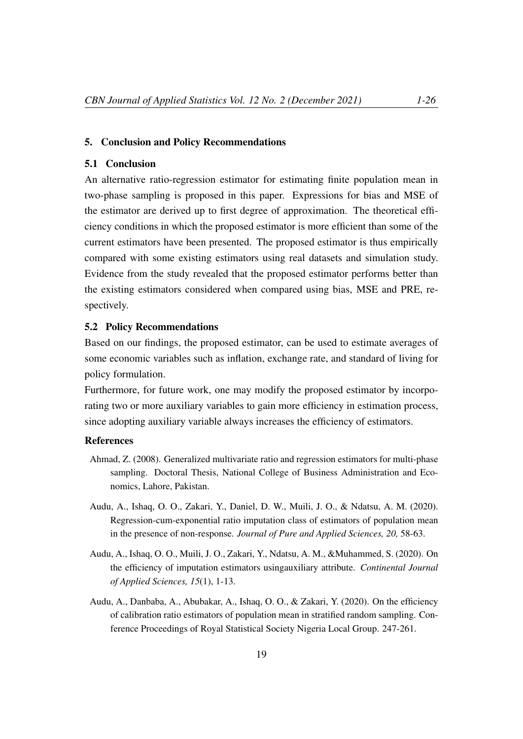## 5. Conclusion and Policy Recommendations

### 5.1 Conclusion

An alternative ratio-regression estimator for estimating finite population mean in two-phase sampling is proposed in this paper. Expressions for bias and MSE of the estimator are derived up to first degree of approximation. The theoretical efficiency conditions in which the proposed estimator is more efficient than some of the current estimators have been presented. The proposed estimator is thus empirically compared with some existing estimators using real datasets and simulation study. Evidence from the study revealed that the proposed estimator performs better than the existing estimators considered when compared using bias, MSE and PRE, respectively.

### 5.2 Policy Recommendations

Based on our findings, the proposed estimator, can be used to estimate averages of some economic variables such as inflation, exchange rate, and standard of living for policy formulation.

Furthermore, for future work, one may modify the proposed estimator by incorporating two or more auxiliary variables to gain more efficiency in estimation process, since adopting auxiliary variable always increases the efficiency of estimators.

## References

Ahmad, Z. (2008). Generalized multivariate ratio and regression estimators for multi-phase sampling. Doctoral Thesis, National College of Business Administration and Economics, Lahore, Pakistan.

Audu, A., Ishaq, O. O., Zakari, Y., Daniel, D. W., Muili, J. O., & Ndatsu, A. M. (2020). Regression-cum-exponential ratio imputation class of estimators of population mean in the presence of non-response. *Journal of Pure and Applied Sciences, 20,* 58-63.

Audu, A., Ishaq, O. O., Muili, J. O., Zakari, Y., Ndatsu, A. M., &Muhammed, S. (2020). On the efficiency of imputation estimators usingauxiliary attribute. *Continental Journal of Applied Sciences, 15*(1), 1-13.

Audu, A., Danbaba, A., Abubakar, A., Ishaq, O. O., & Zakari, Y. (2020). On the efficiency of calibration ratio estimators of population mean in stratified random sampling. Conference Proceedings of Royal Statistical Society Nigeria Local Group. 247-261.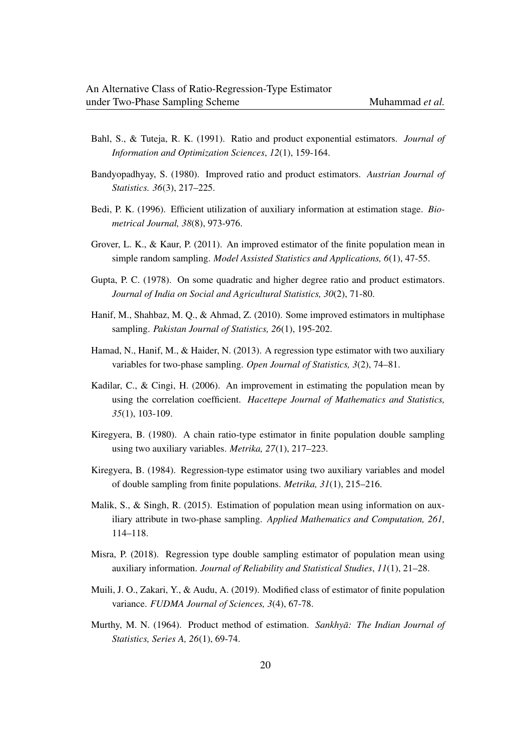Bahl, S., & Tuteja, R. K. (1991). Ratio and product exponential estimators. *Journal of Information and Optimization Sciences*, *12*(1), 159-164.

Bandyopadhyay, S. (1980). Improved ratio and product estimators. *Austrian Journal of Statistics. 36*(3), 217–225.

Bedi, P. K. (1996). Efficient utilization of auxiliary information at estimation stage. *Biometrical Journal, 38*(8), 973-976.

Grover, L. K., & Kaur, P. (2011). An improved estimator of the finite population mean in simple random sampling. *Model Assisted Statistics and Applications, 6*(1), 47-55.

Gupta, P. C. (1978). On some quadratic and higher degree ratio and product estimators. *Journal of India on Social and Agricultural Statistics, 30*(2), 71-80.

Hanif, M., Shahbaz, M. Q., & Ahmad, Z. (2010). Some improved estimators in multiphase sampling. *Pakistan Journal of Statistics, 26*(1), 195-202.

Hamad, N., Hanif, M., & Haider, N. (2013). A regression type estimator with two auxiliary variables for two-phase sampling. *Open Journal of Statistics, 3*(2), 74–81.

Kadilar, C., & Cingi, H. (2006). An improvement in estimating the population mean by using the correlation coefficient. *Hacettepe Journal of Mathematics and Statistics, 35*(1), 103-109.

Kiregyera, B. (1980). A chain ratio-type estimator in finite population double sampling using two auxiliary variables. *Metrika, 27*(1), 217–223.

Kiregyera, B. (1984). Regression-type estimator using two auxiliary variables and model of double sampling from finite populations. *Metrika, 31*(1), 215–216.

Malik, S., & Singh, R. (2015). Estimation of population mean using information on auxiliary attribute in two-phase sampling. *Applied Mathematics and Computation, 261,* 114–118.

Misra, P. (2018). Regression type double sampling estimator of population mean using auxiliary information. *Journal of Reliability and Statistical Studies*, *11*(1), 21–28.

Muili, J. O., Zakari, Y., & Audu, A. (2019). Modified class of estimator of finite population variance. *FUDMA Journal of Sciences, 3*(4), 67-78.

Murthy, M. N. (1964). Product method of estimation. *Sankhyā: The Indian Journal of Statistics, Series A, 26*(1), 69-74.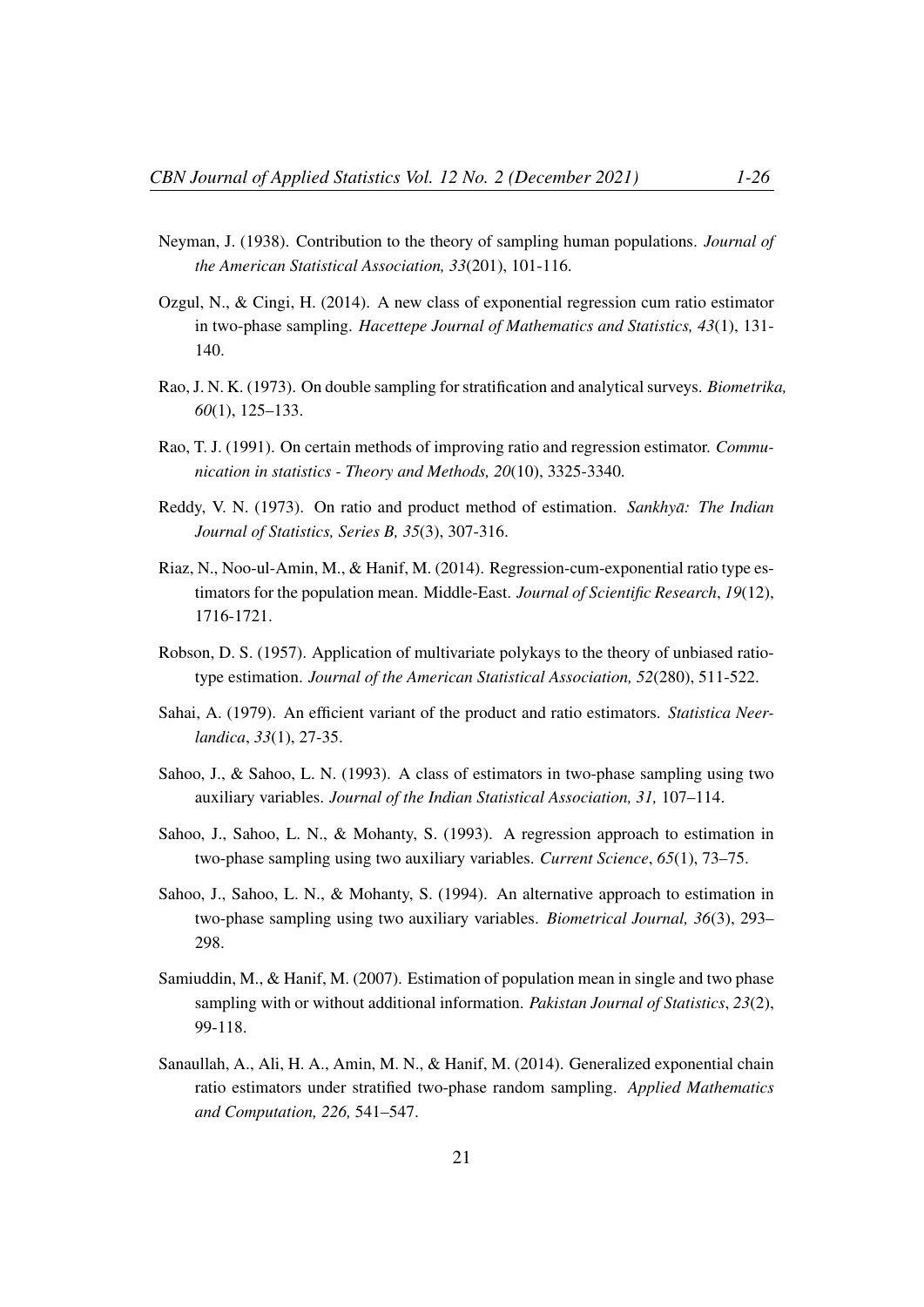Neyman, J. (1938). Contribution to the theory of sampling human populations. *Journal of the American Statistical Association, 33*(201), 101-116.

Ozgul, N., & Cingi, H. (2014). A new class of exponential regression cum ratio estimator in two-phase sampling. *Hacettepe Journal of Mathematics and Statistics, 43*(1), 131-140.

Rao, J. N. K. (1973). On double sampling for stratification and analytical surveys. *Biometrika, 60*(1), 125–133.

Rao, T. J. (1991). On certain methods of improving ratio and regression estimator. *Communication in statistics - Theory and Methods, 20*(10), 3325-3340.

Reddy, V. N. (1973). On ratio and product method of estimation. *Sankhyā: The Indian Journal of Statistics, Series B, 35*(3), 307-316.

Riaz, N., Noo-ul-Amin, M., & Hanif, M. (2014). Regression-cum-exponential ratio type estimators for the population mean. Middle-East. *Journal of Scientific Research*, *19*(12), 1716-1721.

Robson, D. S. (1957). Application of multivariate polykays to the theory of unbiased ratio-type estimation. *Journal of the American Statistical Association, 52*(280), 511-522.

Sahai, A. (1979). An efficient variant of the product and ratio estimators. *Statistica Neerlandica*, *33*(1), 27-35.

Sahoo, J., & Sahoo, L. N. (1993). A class of estimators in two-phase sampling using two auxiliary variables. *Journal of the Indian Statistical Association, 31,* 107–114.

Sahoo, J., Sahoo, L. N., & Mohanty, S. (1993). A regression approach to estimation in two-phase sampling using two auxiliary variables. *Current Science*, *65*(1), 73–75.

Sahoo, J., Sahoo, L. N., & Mohanty, S. (1994). An alternative approach to estimation in two-phase sampling using two auxiliary variables. *Biometrical Journal, 36*(3), 293–298.

Samiuddin, M., & Hanif, M. (2007). Estimation of population mean in single and two phase sampling with or without additional information. *Pakistan Journal of Statistics*, *23*(2), 99-118.

Sanaullah, A., Ali, H. A., Amin, M. N., & Hanif, M. (2014). Generalized exponential chain ratio estimators under stratified two-phase random sampling. *Applied Mathematics and Computation, 226,* 541–547.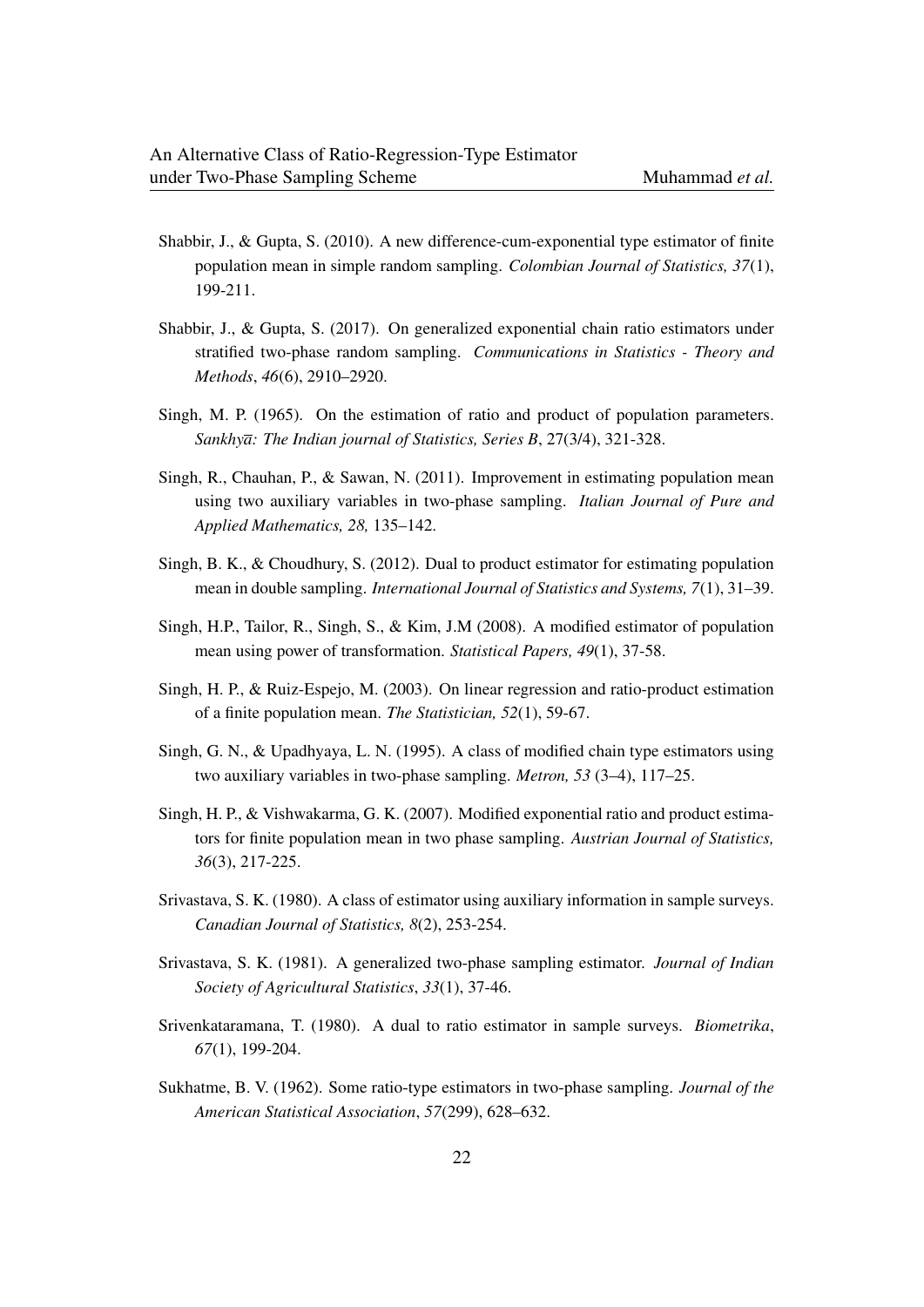Shabbir, J., & Gupta, S. (2010). A new difference-cum-exponential type estimator of finite population mean in simple random sampling. *Colombian Journal of Statistics, 37*(1), 199-211.

Shabbir, J., & Gupta, S. (2017). On generalized exponential chain ratio estimators under stratified two-phase random sampling. *Communications in Statistics - Theory and Methods*, *46*(6), 2910–2920.

Singh, M. P. (1965). On the estimation of ratio and product of population parameters. *Sankhyā: The Indian journal of Statistics, Series B*, 27(3/4), 321-328.

Singh, R., Chauhan, P., & Sawan, N. (2011). Improvement in estimating population mean using two auxiliary variables in two-phase sampling. *Italian Journal of Pure and Applied Mathematics, 28,* 135–142.

Singh, B. K., & Choudhury, S. (2012). Dual to product estimator for estimating population mean in double sampling. *International Journal of Statistics and Systems, 7*(1), 31–39.

Singh, H.P., Tailor, R., Singh, S., & Kim, J.M (2008). A modified estimator of population mean using power of transformation. *Statistical Papers, 49*(1), 37-58.

Singh, H. P., & Ruiz-Espejo, M. (2003). On linear regression and ratio-product estimation of a finite population mean. *The Statistician, 52*(1), 59-67.

Singh, G. N., & Upadhyaya, L. N. (1995). A class of modified chain type estimators using two auxiliary variables in two-phase sampling. *Metron, 53* (3–4), 117–25.

Singh, H. P., & Vishwakarma, G. K. (2007). Modified exponential ratio and product estimators for finite population mean in two phase sampling. *Austrian Journal of Statistics, 36*(3), 217-225.

Srivastava, S. K. (1980). A class of estimator using auxiliary information in sample surveys. *Canadian Journal of Statistics, 8*(2), 253-254.

Srivastava, S. K. (1981). A generalized two-phase sampling estimator. *Journal of Indian Society of Agricultural Statistics*, *33*(1), 37-46.

Srivenkataramana, T. (1980). A dual to ratio estimator in sample surveys. *Biometrika*, *67*(1), 199-204.

Sukhatme, B. V. (1962). Some ratio-type estimators in two-phase sampling. *Journal of the American Statistical Association*, *57*(299), 628–632.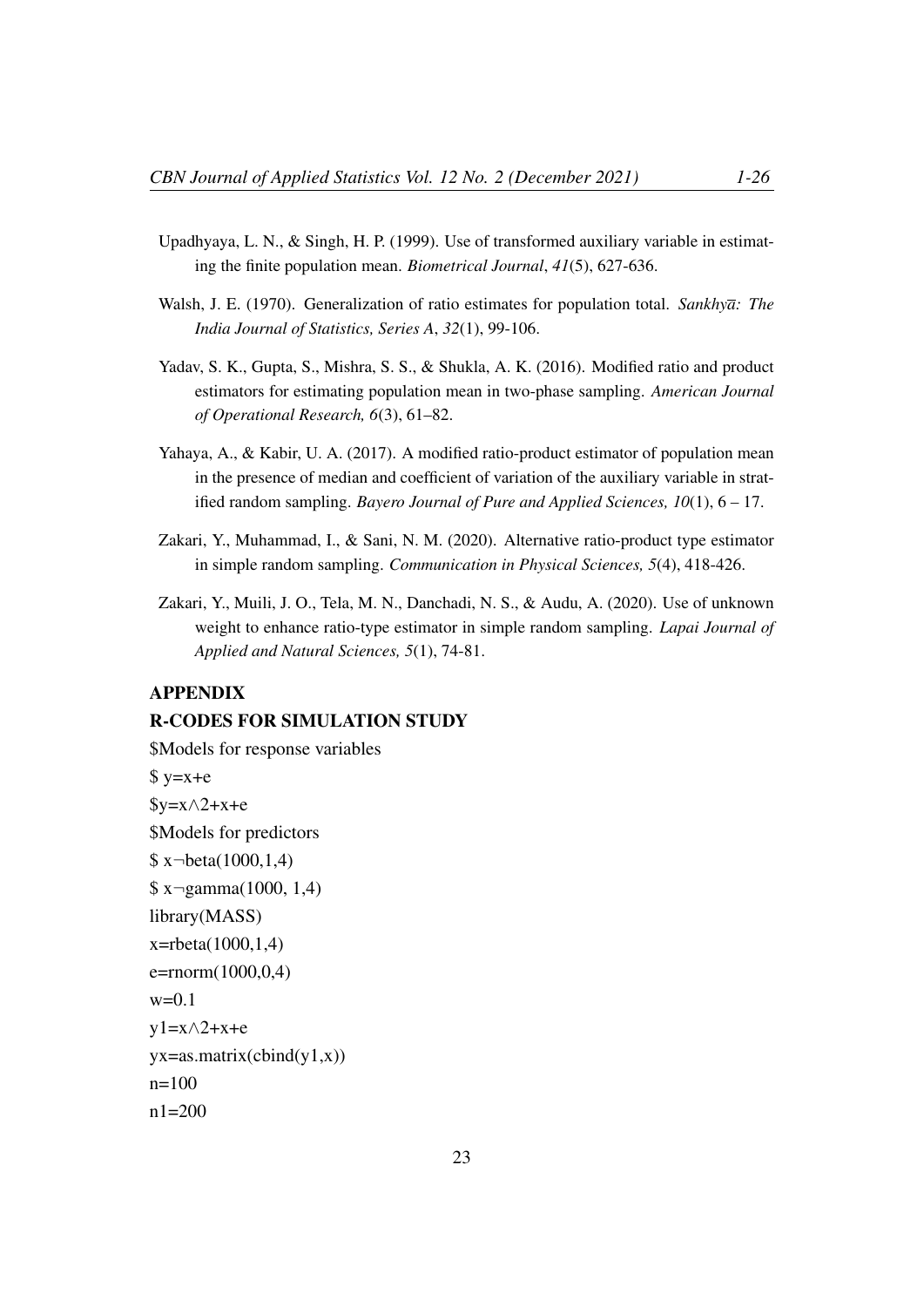Upadhyaya, L. N., & Singh, H. P. (1999). Use of transformed auxiliary variable in estimating the finite population mean. *Biometrical Journal*, *41*(5), 627-636.

Walsh, J. E. (1970). Generalization of ratio estimates for population total. *Sankhyā: The India Journal of Statistics, Series A*, *32*(1), 99-106.

Yadav, S. K., Gupta, S., Mishra, S. S., & Shukla, A. K. (2016). Modified ratio and product estimators for estimating population mean in two-phase sampling. *American Journal of Operational Research, 6*(3), 61–82.

Yahaya, A., & Kabir, U. A. (2017). A modified ratio-product estimator of population mean in the presence of median and coefficient of variation of the auxiliary variable in stratified random sampling. *Bayero Journal of Pure and Applied Sciences, 10*(1), 6 – 17.

Zakari, Y., Muhammad, I., & Sani, N. M. (2020). Alternative ratio-product type estimator in simple random sampling. *Communication in Physical Sciences, 5*(4), 418-426.

Zakari, Y., Muili, J. O., Tela, M. N., Danchadi, N. S., & Audu, A. (2020). Use of unknown weight to enhance ratio-type estimator in simple random sampling. *Lapai Journal of Applied and Natural Sciences, 5*(1), 74-81.

## APPENDIX

## R-CODES FOR SIMULATION STUDY

```
$Models for response variables
$ y=x+e
$y=x∧2+x+e
$Models for predictors
$ x¬beta(1000,1,4)
$ x¬gamma(1000, 1,4)
library(MASS)
x=rbeta(1000,1,4)
e=rnorm(1000,0,4)
w=0.1
y1=x∧2+x+e
yx=as.matrix(cbind(y1,x))
n=100
n1=200
```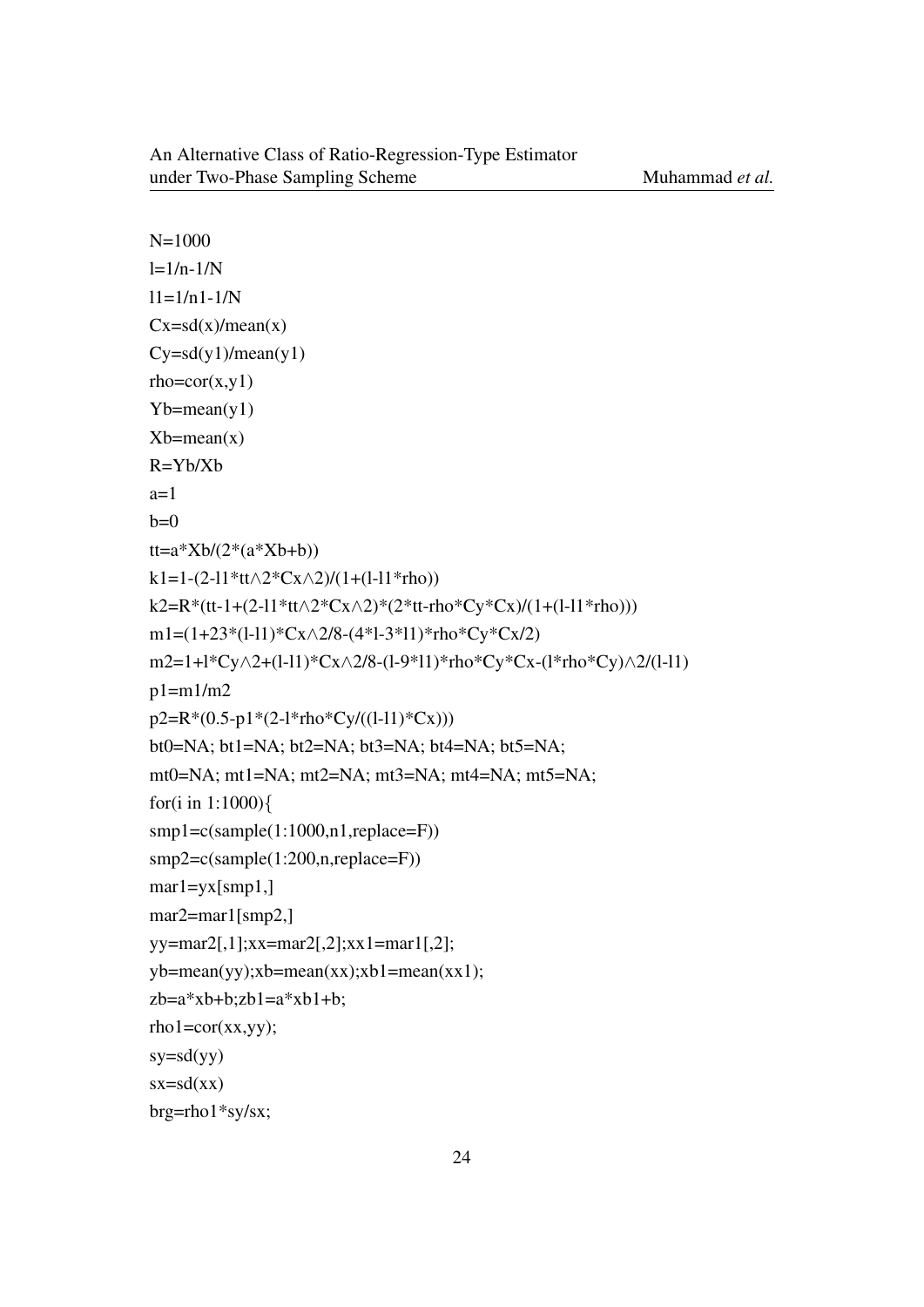```
N=1000
l=1/n-1/N
l1=1/n1-1/N
Cx=sd(x)/mean(x)
Cy=sd(y1)/mean(y1)
rho=cor(x,y1)
Yb=mean(y1)
Xb=mean(x)
R=Yb/Xb
a=1
b=0
tt=a*Xb/(2*(a*Xb+b))
k1=1-(2-l1*tt^2*Cx^2)/(1+(l-l1*rho))
k2=R*(tt-1+(2-l1*tt^2*Cx^2)*(2*tt-rho*Cy*Cx)/(1+(l-l1*rho)))
m1=(1+23*(l-l1)*Cx^2/8-(4*l-3*l1)*rho*Cy*Cx/2)
m2=1+l*Cy^2+(l-l1)*Cx^2/8-(l-9*l1)*rho*Cy*Cx-(l*rho*Cy)^2/(l-l1)
p1=m1/m2
p2=R*(0.5-p1*(2-l*rho*Cy/((l-l1)*Cx)))
bt0=NA; bt1=NA; bt2=NA; bt3=NA; bt4=NA; bt5=NA;
mt0=NA; mt1=NA; mt2=NA; mt3=NA; mt4=NA; mt5=NA;
for(i in 1:1000){
smp1=c(sample(1:1000,n1,replace=F))
smp2=c(sample(1:200,n,replace=F))
mar1=yx[smp1,]
mar2=mar1[smp2,]
yy=mar2[,1];xx=mar2[,2];xx1=mar1[,2];
yb=mean(yy);xb=mean(xx);xb1=mean(xx1);
zb=a*xb+b;zb1=a*xb1+b;
rho1=cor(xx,yy);
sy=sd(yy)
sx=sd(xx)
brg=rho1*sy/sx;
```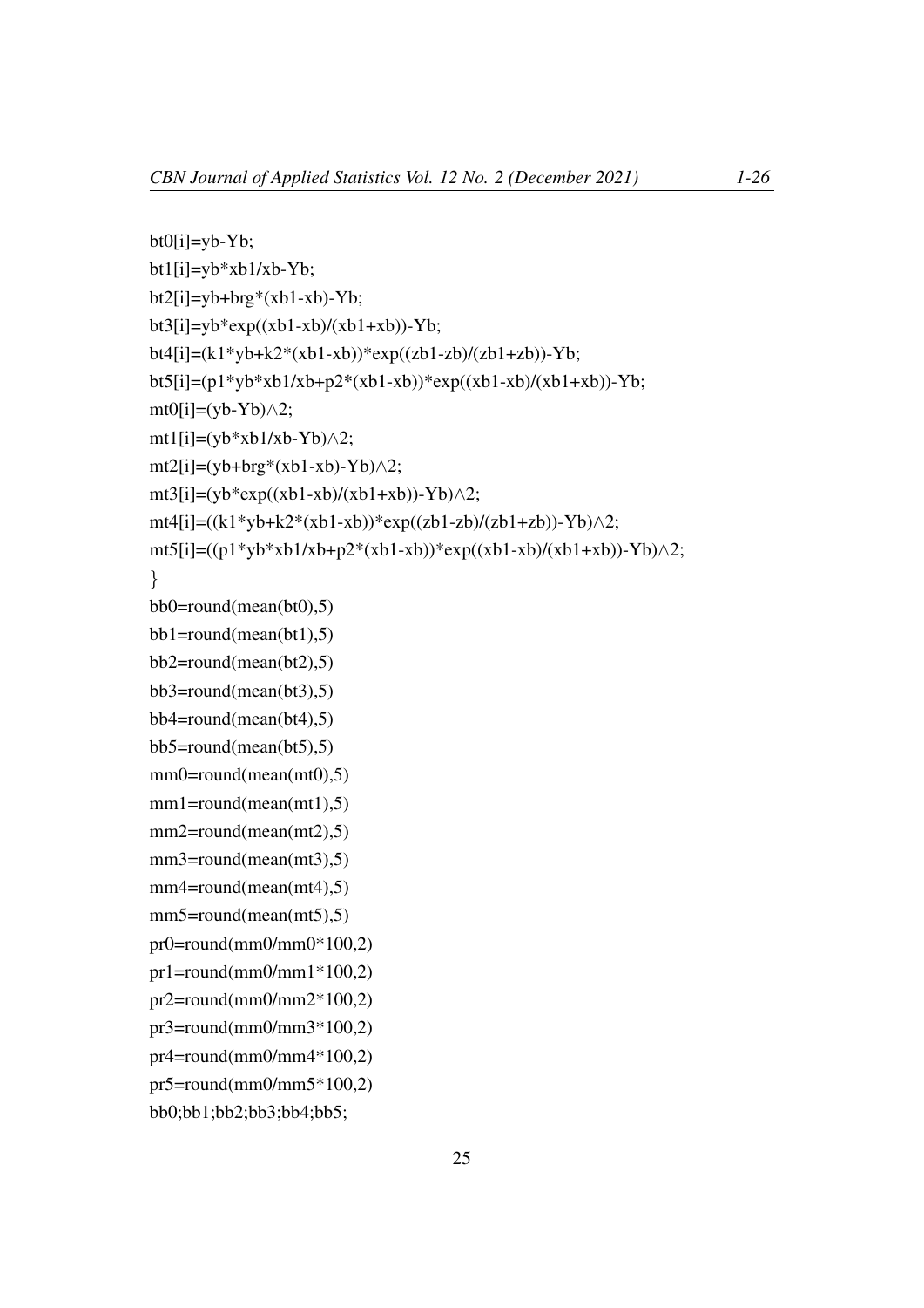```
bt0[i]=yb-Yb;
bt1[i]=yb*xb1/xb-Yb;
bt2[i]=yb+brg*(xb1-xb)-Yb;
bt3[i]=yb*exp((xb1-xb)/(xb1+xb))-Yb;
bt4[i]=(k1*yb+k2*(xb1-xb))*exp((zb1-zb)/(zb1+zb))-Yb;
bt5[i]=(p1*yb*xb1/xb+p2*(xb1-xb))*exp((xb1-xb)/(xb1+xb))-Yb;
mt0[i]=(yb-Yb)∧2;
mt1[i]=(yb*xb1/xb-Yb)∧2;
mt2[i]=(yb+brg*(xb1-xb)-Yb)∧2;
mt3[i]=(yb*exp((xb1-xb)/(xb1+xb))-Yb)∧2;
mt4[i]=((k1*yb+k2*(xb1-xb))*exp((zb1-zb)/(zb1+zb))-Yb)∧2;
mt5[i]=((p1*yb*xb1/xb+p2*(xb1-xb))*exp((xb1-xb)/(xb1+xb))-Yb)∧2;
}
bb0=round(mean(bt0),5)
bb1=round(mean(bt1),5)
bb2=round(mean(bt2),5)
bb3=round(mean(bt3),5)
bb4=round(mean(bt4),5)
bb5=round(mean(bt5),5)
mm0=round(mean(mt0),5)
mm1=round(mean(mt1),5)
mm2=round(mean(mt2),5)
mm3=round(mean(mt3),5)
mm4=round(mean(mt4),5)
mm5=round(mean(mt5),5)
pr0=round(mm0/mm0*100,2)
pr1=round(mm0/mm1*100,2)
pr2=round(mm0/mm2*100,2)
pr3=round(mm0/mm3*100,2)
pr4=round(mm0/mm4*100,2)
pr5=round(mm0/mm5*100,2)
bb0;bb1;bb2;bb3;bb4;bb5;
```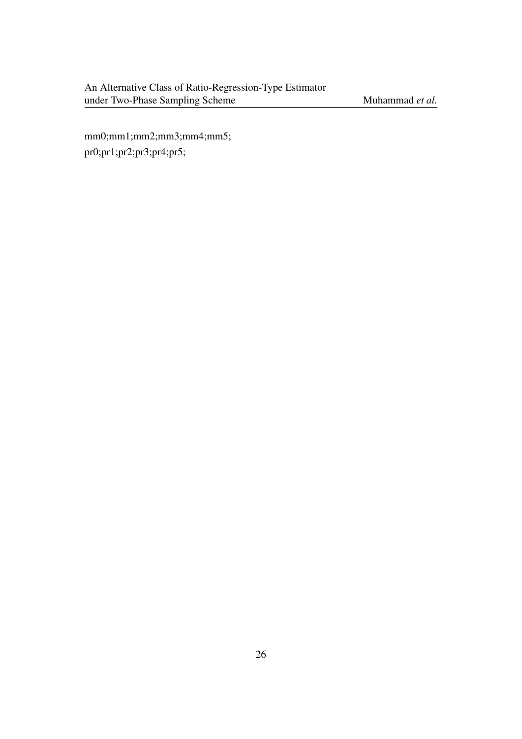mm0;mm1;mm2;mm3;mm4;mm5;

pr0;pr1;pr2;pr3;pr4;pr5;